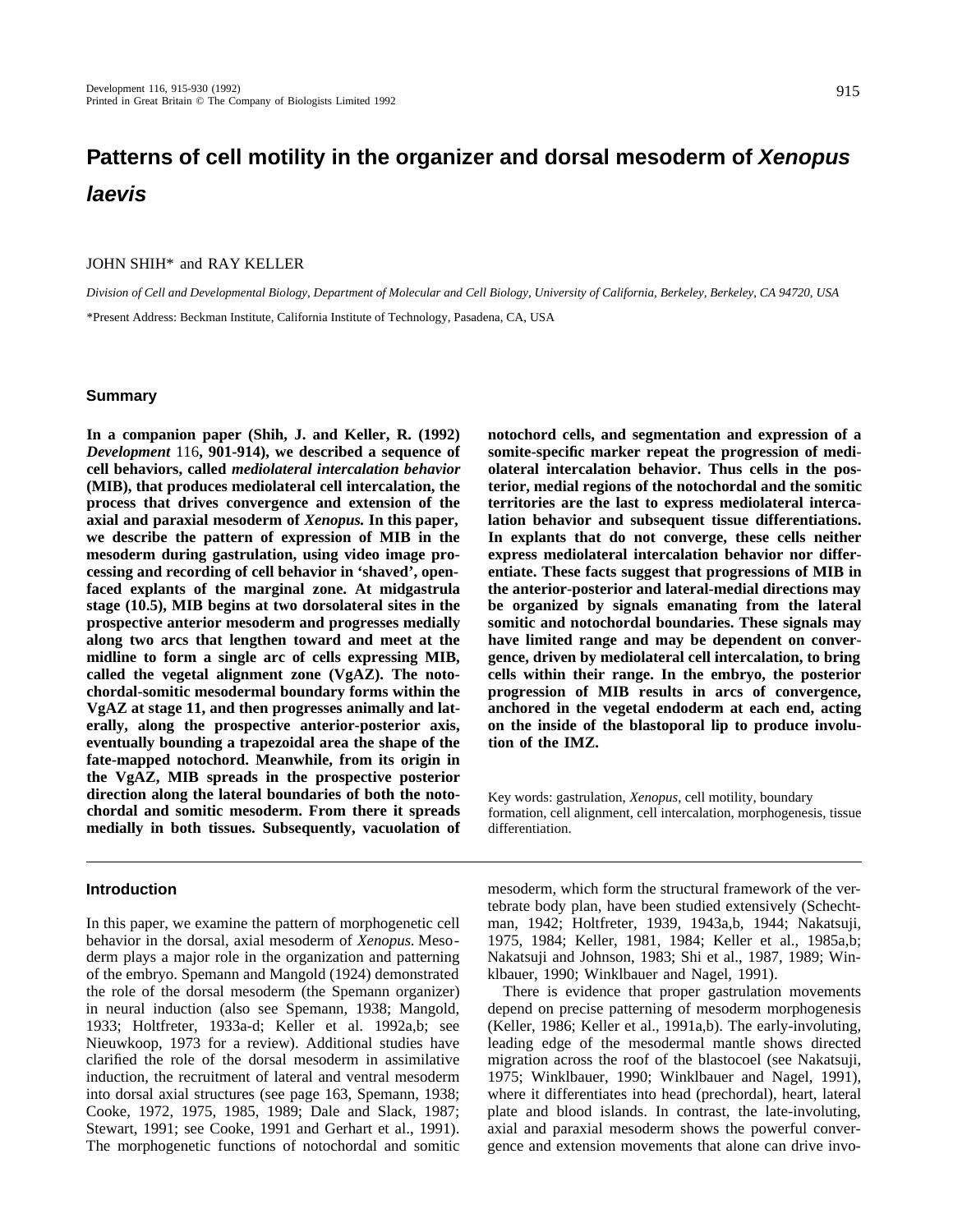# Patterns of cell motility in the organizer and dorsal mesoderm of *Xenopus laevis*

JOHN SHIH* and RAY KELLER

*Division of Cell and Developmental Biology, Department of Molecular and Cell Biology, University of California, Berkeley, Berkeley, CA 94720, USA*

*Present Address: Beckman Institute, California Institute of Technology, Pasadena, CA, USA

## Summary

**In a companion paper (Shih, J. and Keller, R. (1992) *Development* 116, 901-914), we described a sequence of cell behaviors, called *mediolateral intercalation behavior* (MIB), that produces mediolateral cell intercalation, the process that drives convergence and extension of the axial and paraxial mesoderm of *Xenopus.* In this paper, we describe the pattern of expression of MIB in the mesoderm during gastrulation, using video image processing and recording of cell behavior in 'shaved', open-faced explants of the marginal zone. At midgastrula stage (10.5), MIB begins at two dorsolateral sites in the prospective anterior mesoderm and progresses medially along two arcs that lengthen toward and meet at the midline to form a single arc of cells expressing MIB, called the vegetal alignment zone (VgAZ). The notochordal-somitic mesodermal boundary forms within the VgAZ at stage 11, and then progresses animally and laterally, along the prospective anterior-posterior axis, eventually bounding a trapezoidal area the shape of the fate-mapped notochord. Meanwhile, from its origin in the VgAZ, MIB spreads in the prospective posterior direction along the lateral boundaries of both the notochordal and somitic mesoderm. From there it spreads medially in both tissues. Subsequently, vacuolation of notochord cells, and segmentation and expression of a somite-specific marker repeat the progression of mediolateral intercalation behavior. Thus cells in the posterior, medial regions of the notochordal and the somitic territories are the last to express mediolateral intercalation behavior and subsequent tissue differentiations. In explants that do not converge, these cells neither express mediolateral intercalation behavior nor differentiate. These facts suggest that progressions of MIB in the anterior-posterior and lateral-medial directions may be organized by signals emanating from the lateral somitic and notochordal boundaries. These signals may have limited range and may be dependent on convergence, driven by mediolateral cell intercalation, to bring cells within their range. In the embryo, the posterior progression of MIB results in arcs of convergence, anchored in the vegetal endoderm at each end, acting on the inside of the blastoporal lip to produce involution of the IMZ.**

Key words: gastrulation, *Xenopus*, cell motility, boundary formation, cell alignment, cell intercalation, morphogenesis, tissue differentiation.

## Introduction

In this paper, we examine the pattern of morphogenetic cell behavior in the dorsal, axial mesoderm of *Xenopus.* Mesoderm plays a major role in the organization and patterning of the embryo. Spemann and Mangold (1924) demonstrated the role of the dorsal mesoderm (the Spemann organizer) in neural induction (also see Spemann, 1938; Mangold, 1933; Holtfreter, 1933a-d; Keller et al. 1992a,b; see Nieuwkoop, 1973 for a review). Additional studies have clarified the role of the dorsal mesoderm in assimilative induction, the recruitment of lateral and ventral mesoderm into dorsal axial structures (see page 163, Spemann, 1938; Cooke, 1972, 1975, 1985, 1989; Dale and Slack, 1987; Stewart, 1991; see Cooke, 1991 and Gerhart et al., 1991). The morphogenetic functions of notochordal and somitic mesoderm, which form the structural framework of the vertebrate body plan, have been studied extensively (Schechtman, 1942; Holtfreter, 1939, 1943a,b, 1944; Nakatsuji, 1975, 1984; Keller, 1981, 1984; Keller et al., 1985a,b; Nakatsuji and Johnson, 1983; Shi et al., 1987, 1989; Winklbauer, 1990; Winklbauer and Nagel, 1991).

There is evidence that proper gastrulation movements depend on precise patterning of mesoderm morphogenesis (Keller, 1986; Keller et al., 1991a,b). The early-involuting, leading edge of the mesodermal mantle shows directed migration across the roof of the blastocoel (see Nakatsuji, 1975; Winklbauer, 1990; Winklbauer and Nagel, 1991), where it differentiates into head (prechordal), heart, lateral plate and blood islands. In contrast, the late-involuting, axial and paraxial mesoderm shows the powerful convergence and extension movements that alone can drive invo-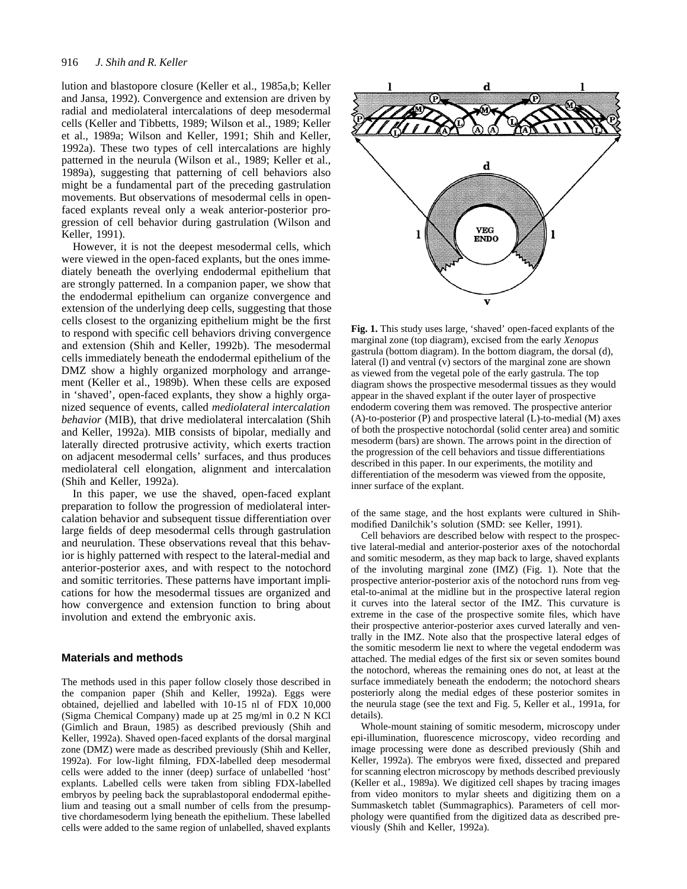lution and blastopore closure (Keller et al., 1985a,b; Keller and Jansa, 1992). Convergence and extension are driven by radial and mediolateral intercalations of deep mesodermal cells (Keller and Tibbetts, 1989; Wilson et al., 1989; Keller et al., 1989a; Wilson and Keller, 1991; Shih and Keller, 1992a). These two types of cell intercalations are highly patterned in the neurula (Wilson et al., 1989; Keller et al., 1989a), suggesting that patterning of cell behaviors also might be a fundamental part of the preceding gastrulation movements. But observations of mesodermal cells in open-faced explants reveal only a weak anterior-posterior progression of cell behavior during gastrulation (Wilson and Keller, 1991).

However, it is not the deepest mesodermal cells, which were viewed in the open-faced explants, but the ones immediately beneath the overlying endodermal epithelium that are strongly patterned. In a companion paper, we show that the endodermal epithelium can organize convergence and extension of the underlying deep cells, suggesting that those cells closest to the organizing epithelium might be the first to respond with specific cell behaviors driving convergence and extension (Shih and Keller, 1992b). The mesodermal cells immediately beneath the endodermal epithelium of the DMZ show a highly organized morphology and arrangement (Keller et al., 1989b). When these cells are exposed in 'shaved', open-faced explants, they show a highly organized sequence of events, called *mediolateral intercalation behavior* (MIB), that drive mediolateral intercalation (Shih and Keller, 1992a). MIB consists of bipolar, medially and laterally directed protrusive activity, which exerts traction on adjacent mesodermal cells' surfaces, and thus produces mediolateral cell elongation, alignment and intercalation (Shih and Keller, 1992a).

In this paper, we use the shaved, open-faced explant preparation to follow the progression of mediolateral intercalation behavior and subsequent tissue differentiation over large fields of deep mesodermal cells through gastrulation and neurulation. These observations reveal that this behavior is highly patterned with respect to the lateral-medial and anterior-posterior axes, and with respect to the notochord and somitic territories. These patterns have important implications for how the mesodermal tissues are organized and how convergence and extension function to bring about involution and extend the embryonic axis.

**Fig. 1.** This study uses large, 'shaved' open-faced explants of the marginal zone (top diagram), excised from the early *Xenopus* gastrula (bottom diagram). In the bottom diagram, the dorsal (d), lateral (l) and ventral (v) sectors of the marginal zone are shown as viewed from the vegetal pole of the early gastrula. The top diagram shows the prospective mesodermal tissues as they would appear in the shaved explant if the outer layer of prospective endoderm covering them was removed. The prospective anterior (A)-to-posterior (P) and prospective lateral (L)-to-medial (M) axes of both the prospective notochordal (solid center area) and somitic mesoderm (bars) are shown. The arrows point in the direction of the progression of the cell behaviors and tissue differentiations described in this paper. In our experiments, the motility and differentiation of the mesoderm was viewed from the opposite, inner surface of the explant.

## Materials and methods

The methods used in this paper follow closely those described in the companion paper (Shih and Keller, 1992a). Eggs were obtained, dejellied and labelled with 10-15 nl of FDX 10,000 (Sigma Chemical Company) made up at 25 mg/ml in 0.2 N KCl (Gimlich and Braun, 1985) as described previously (Shih and Keller, 1992a). Shaved open-faced explants of the dorsal marginal zone (DMZ) were made as described previously (Shih and Keller, 1992a). For low-light filming, FDX-labelled deep mesodermal cells were added to the inner (deep) surface of unlabelled 'host' explants. Labelled cells were taken from sibling FDX-labelled embryos by peeling back the suprablastoporal endodermal epithelium and teasing out a small number of cells from the presumptive chordamesoderm lying beneath the epithelium. These labelled cells were added to the same region of unlabelled, shaved explants of the same stage, and the host explants were cultured in Shih-modified Danilchik's solution (SMD: see Keller, 1991).

Cell behaviors are described below with respect to the prospective lateral-medial and anterior-posterior axes of the notochordal and somitic mesoderm, as they map back to large, shaved explants of the involuting marginal zone (IMZ) (Fig. 1). Note that the prospective anterior-posterior axis of the notochord runs from vegetal-to-animal at the midline but in the prospective lateral region it curves into the lateral sector of the IMZ. This curvature is extreme in the case of the prospective somite files, which have their prospective anterior-posterior axes curved laterally and ventrally in the IMZ. Note also that the prospective lateral edges of the somitic mesoderm lie next to where the vegetal endoderm was attached. The medial edges of the first six or seven somites bound the notochord, whereas the remaining ones do not, at least at the surface immediately beneath the endoderm; the notochord shears posteriorly along the medial edges of these posterior somites in the neurula stage (see the text and Fig. 5, Keller et al., 1991a, for details).

Whole-mount staining of somitic mesoderm, microscopy under epi-illumination, fluorescence microscopy, video recording and image processing were done as described previously (Shih and Keller, 1992a). The embryos were fixed, dissected and prepared for scanning electron microscopy by methods described previously (Keller et al., 1989a). We digitized cell shapes by tracing images from video monitors to mylar sheets and digitizing them on a Summasketch tablet (Summagraphics). Parameters of cell morphology were quantified from the digitized data as described previously (Shih and Keller, 1992a).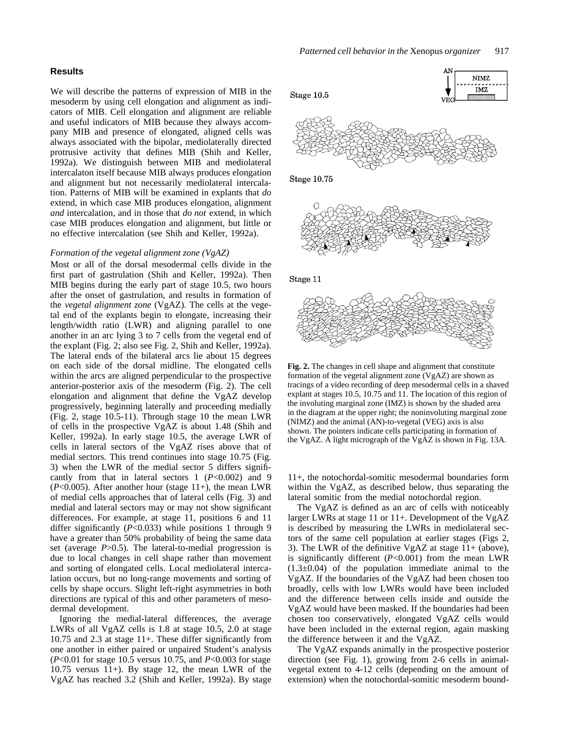## Results

We will describe the patterns of expression of MIB in the mesoderm by using cell elongation and alignment as indicators of MIB. Cell elongation and alignment are reliable and useful indicators of MIB because they always accompany MIB and presence of elongated, aligned cells was always associated with the bipolar, mediolaterally directed protrusive activity that defines MIB (Shih and Keller, 1992a). We distinguish between MIB and mediolateral intercalaton itself because MIB always produces elongation and alignment but not necessarily mediolateral intercalation. Patterns of MIB will be examined in explants that *do* extend, in which case MIB produces elongation, alignment *and* intercalation, and in those that *do not* extend, in which case MIB produces elongation and alignment, but little or no effective intercalation (see Shih and Keller, 1992a).

### *Formation of the vegetal alignment zone (VgAZ)*

Most or all of the dorsal mesodermal cells divide in the first part of gastrulation (Shih and Keller, 1992a). Then MIB begins during the early part of stage 10.5, two hours after the onset of gastrulation, and results in formation of the *vegetal alignment zone* (VgAZ). The cells at the vegetal end of the explants begin to elongate, increasing their length/width ratio (LWR) and aligning parallel to one another in an arc lying 3 to 7 cells from the vegetal end of the explant (Fig. 2; also see Fig. 2, Shih and Keller, 1992a). The lateral ends of the bilateral arcs lie about 15 degrees on each side of the dorsal midline. The elongated cells within the arcs are aligned perpendicular to the prospective anterior-posterior axis of the mesoderm (Fig. 2). The cell elongation and alignment that define the VgAZ develop progressively, beginning laterally and proceeding medially (Fig. 2, stage 10.5-11). Through stage 10 the mean LWR of cells in the prospective VgAZ is about 1.48 (Shih and Keller, 1992a). In early stage 10.5, the average LWR of cells in lateral sectors of the VgAZ rises above that of medial sectors. This trend continues into stage 10.75 (Fig. 3) when the LWR of the medial sector 5 differs significantly from that in lateral sectors 1 ($P<0.002$) and 9 ($P<0.005$). After another hour (stage 11+), the mean LWR of medial cells approaches that of lateral cells (Fig. 3) and medial and lateral sectors may or may not show significant differences. For example, at stage 11, positions 6 and 11 differ significantly ($P<0.033$) while positions 1 through 9 have a greater than 50% probability of being the same data set (average $P>0.5$). The lateral-to-medial progression is due to local changes in cell shape rather than movement and sorting of elongated cells. Local mediolateral intercalation occurs, but no long-range movements and sorting of cells by shape occurs. Slight left-right asymmetries in both directions are typical of this and other parameters of mesodermal development.

Ignoring the medial-lateral differences, the average LWRs of all VgAZ cells is 1.8 at stage 10.5, 2.0 at stage 10.75 and 2.3 at stage 11+. These differ significantly from one another in either paired or unpaired Student's analysis ($P<0.01$ for stage 10.5 versus 10.75, and $P<0.003$ for stage 10.75 versus 11+). By stage 12, the mean LWR of the VgAZ has reached 3.2 (Shih and Keller, 1992a). By stage 11+, the notochordal-somitic mesodermal boundaries form within the VgAZ, as described below, thus separating the lateral somitic from the medial notochordal region.

**Fig. 2.** The changes in cell shape and alignment that constitute formation of the vegetal alignment zone (VgAZ) are shown as tracings of a video recording of deep mesodermal cells in a shaved explant at stages 10.5, 10.75 and 11. The location of this region of the involuting marginal zone (IMZ) is shown by the shaded area in the diagram at the upper right; the noninvoluting marginal zone (NIMZ) and the animal (AN)-to-vegetal (VEG) axis is also shown. The pointers indicate cells participating in formation of the VgAZ. A light micrograph of the VgAZ is shown in Fig. 13A.

The VgAZ is defined as an arc of cells with noticeably larger LWRs at stage 11 or 11+. Development of the VgAZ is described by measuring the LWRs in mediolateral sectors of the same cell population at earlier stages (Figs 2, 3). The LWR of the definitive VgAZ at stage 11+ (above), is significantly different ($P<0.001$) from the mean LWR ($1.3\pm0.04$) of the population immediate animal to the VgAZ. If the boundaries of the VgAZ had been chosen too broadly, cells with low LWRs would have been included and the difference between cells inside and outside the VgAZ would have been masked. If the boundaries had been chosen too conservatively, elongated VgAZ cells would have been included in the external region, again masking the difference between it and the VgAZ.

The VgAZ expands animally in the prospective posterior direction (see Fig. 1), growing from 2-6 cells in animal-vegetal extent to 4-12 cells (depending on the amount of extension) when the notochordal-somitic mesoderm bound-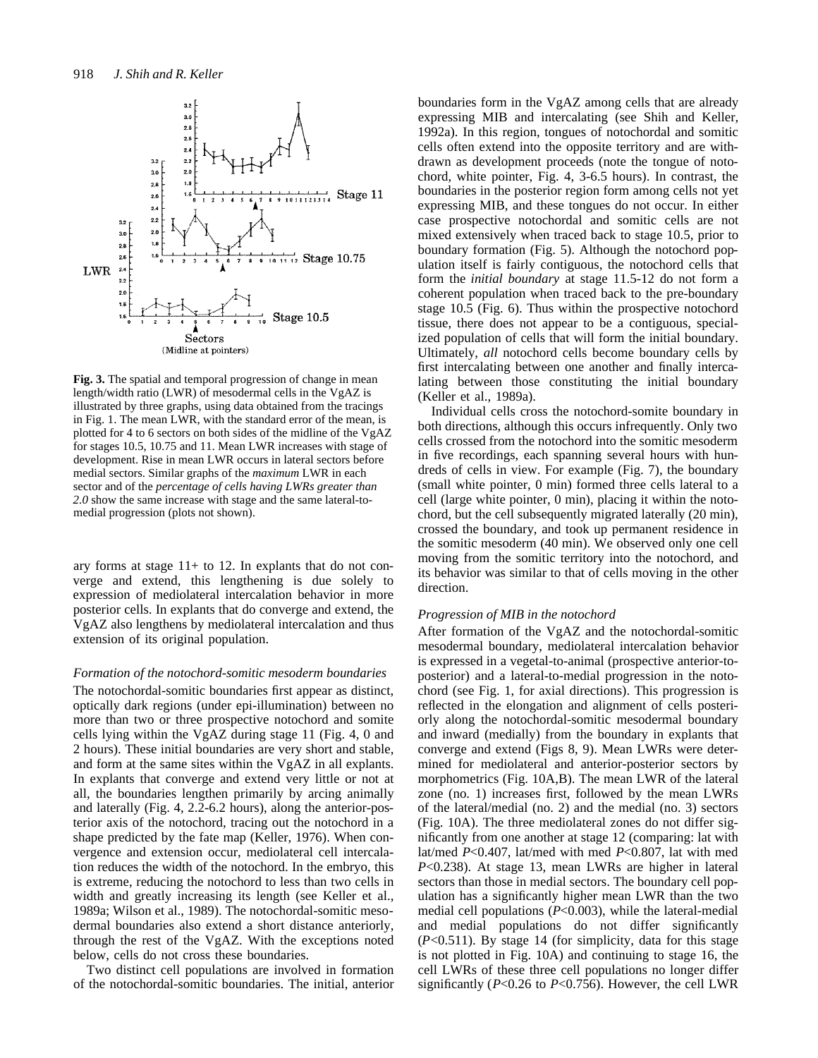**Fig. 3.** The spatial and temporal progression of change in mean length/width ratio (LWR) of mesodermal cells in the VgAZ is illustrated by three graphs, using data obtained from the tracings in Fig. 1. The mean LWR, with the standard error of the mean, is plotted for 4 to 6 sectors on both sides of the midline of the VgAZ for stages 10.5, 10.75 and 11. Mean LWR increases with stage of development. Rise in mean LWR occurs in lateral sectors before medial sectors. Similar graphs of the *maximum* LWR in each sector and of the *percentage of cells having LWRs greater than 2.0* show the same increase with stage and the same lateral-to-medial progression (plots not shown).

ary forms at stage 11+ to 12. In explants that do not converge and extend, this lengthening is due solely to expression of mediolateral intercalation behavior in more posterior cells. In explants that do converge and extend, the VgAZ also lengthens by mediolateral intercalation and thus extension of its original population.

### *Formation of the notochord-somitic mesoderm boundaries*

The notochordal-somitic boundaries first appear as distinct, optically dark regions (under epi-illumination) between no more than two or three prospective notochord and somite cells lying within the VgAZ during stage 11 (Fig. 4, 0 and 2 hours). These initial boundaries are very short and stable, and form at the same sites within the VgAZ in all explants. In explants that converge and extend very little or not at all, the boundaries lengthen primarily by arcing animally and laterally (Fig. 4, 2.2-6.2 hours), along the anterior-posterior axis of the notochord, tracing out the notochord in a shape predicted by the fate map (Keller, 1976). When convergence and extension occur, mediolateral cell intercalation reduces the width of the notochord. In the embryo, this is extreme, reducing the notochord to less than two cells in width and greatly increasing its length (see Keller et al., 1989a; Wilson et al., 1989). The notochordal-somitic mesodermal boundaries also extend a short distance anteriorly, through the rest of the VgAZ. With the exceptions noted below, cells do not cross these boundaries.

Two distinct cell populations are involved in formation of the notochordal-somitic boundaries. The initial, anterior boundaries form in the VgAZ among cells that are already expressing MIB and intercalating (see Shih and Keller, 1992a). In this region, tongues of notochordal and somitic cells often extend into the opposite territory and are withdrawn as development proceeds (note the tongue of notochord, white pointer, Fig. 4, 3-6.5 hours). In contrast, the boundaries in the posterior region form among cells not yet expressing MIB, and these tongues do not occur. In either case prospective notochordal and somitic cells are not mixed extensively when traced back to stage 10.5, prior to boundary formation (Fig. 5). Although the notochord population itself is fairly contiguous, the notochord cells that form the *initial boundary* at stage 11.5-12 do not form a coherent population when traced back to the pre-boundary stage 10.5 (Fig. 6). Thus within the prospective notochord tissue, there does not appear to be a contiguous, specialized population of cells that will form the initial boundary. Ultimately, *all* notochord cells become boundary cells by first intercalating between one another and finally intercalating between those constituting the initial boundary (Keller et al., 1989a).

Individual cells cross the notochord-somite boundary in both directions, although this occurs infrequently. Only two cells crossed from the notochord into the somitic mesoderm in five recordings, each spanning several hours with hundreds of cells in view. For example (Fig. 7), the boundary (small white pointer, 0 min) formed three cells lateral to a cell (large white pointer, 0 min), placing it within the notochord, but the cell subsequently migrated laterally (20 min), crossed the boundary, and took up permanent residence in the somitic mesoderm (40 min). We observed only one cell moving from the somitic territory into the notochord, and its behavior was similar to that of cells moving in the other direction.

### *Progression of MIB in the notochord*

After formation of the VgAZ and the notochordal-somitic mesodermal boundary, mediolateral intercalation behavior is expressed in a vegetal-to-animal (prospective anterior-to-posterior) and a lateral-to-medial progression in the notochord (see Fig. 1, for axial directions). This progression is reflected in the elongation and alignment of cells posteriorly along the notochordal-somitic mesodermal boundary and inward (medially) from the boundary in explants that converge and extend (Figs 8, 9). Mean LWRs were determined for mediolateral and anterior-posterior sectors by morphometrics (Fig. 10A,B). The mean LWR of the lateral zone (no. 1) increases first, followed by the mean LWRs of the lateral/medial (no. 2) and the medial (no. 3) sectors (Fig. 10A). The three mediolateral zones do not differ significantly from one another at stage 12 (comparing: lat with lat/med $P<0.407$, lat/med with med $P<0.807$, lat with med $P<0.238$). At stage 13, mean LWRs are higher in lateral sectors than those in medial sectors. The boundary cell population has a significantly higher mean LWR than the two medial cell populations ($P<0.003$), while the lateral-medial and medial populations do not differ significantly ($P<0.511$). By stage 14 (for simplicity, data for this stage is not plotted in Fig. 10A) and continuing to stage 16, the cell LWRs of these three cell populations no longer differ significantly ($P<0.26$ to $P<0.756$). However, the cell LWR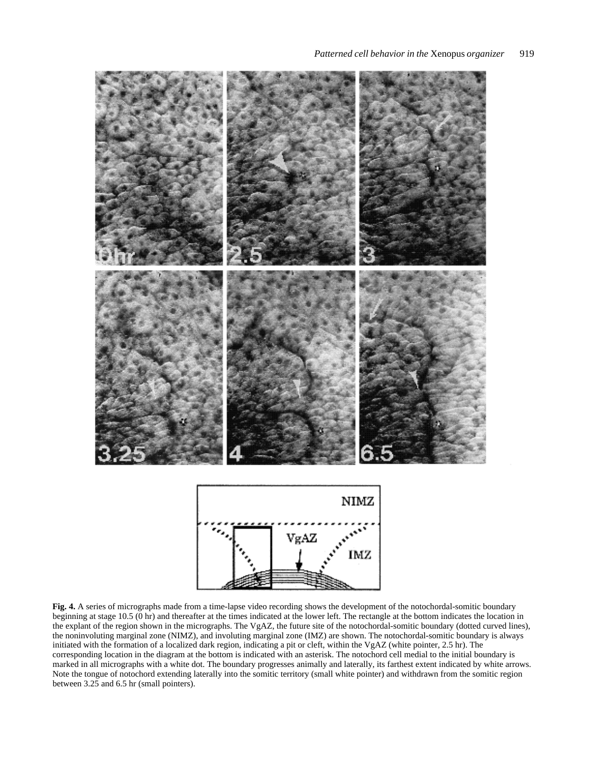**Fig. 4.** A series of micrographs made from a time-lapse video recording shows the development of the notochordal-somitic boundary beginning at stage 10.5 (0 hr) and thereafter at the times indicated at the lower left. The rectangle at the bottom indicates the location in the explant of the region shown in the micrographs. The VgAZ, the future site of the notochordal-somitic boundary (dotted curved lines), the noninvoluting marginal zone (NIMZ), and involuting marginal zone (IMZ) are shown. The notochordal-somitic boundary is always initiated with the formation of a localized dark region, indicating a pit or cleft, within the VgAZ (white pointer, 2.5 hr). The corresponding location in the diagram at the bottom is indicated with an asterisk. The notochord cell medial to the initial boundary is marked in all micrographs with a white dot. The boundary progresses animally and laterally, its farthest extent indicated by white arrows. Note the tongue of notochord extending laterally into the somitic territory (small white pointer) and withdrawn from the somitic region between 3.25 and 6.5 hr (small pointers).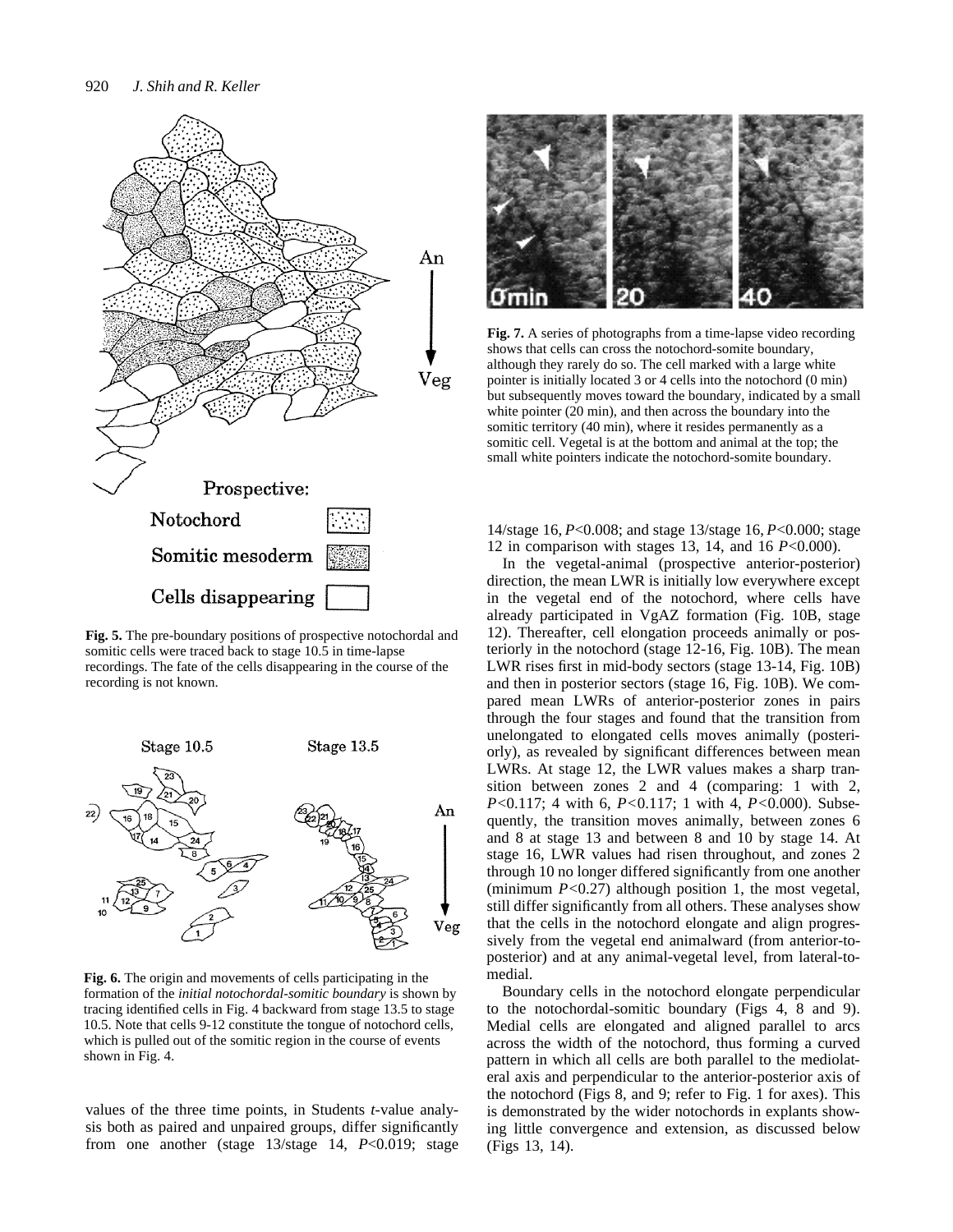**Fig. 5.** The pre-boundary positions of prospective notochordal and somitic cells were traced back to stage 10.5 in time-lapse recordings. The fate of the cells disappearing in the course of the recording is not known.

**Fig. 6.** The origin and movements of cells participating in the formation of the *initial notochordal-somitic boundary* is shown by tracing identified cells in Fig. 4 backward from stage 13.5 to stage 10.5. Note that cells 9-12 constitute the tongue of notochord cells, which is pulled out of the somitic region in the course of events shown in Fig. 4.

values of the three time points, in Students *t*-value analysis both as paired and unpaired groups, differ significantly from one another (stage 13/stage 14, $P<0.019$; stage 14/stage 16, $P<0.008$; and stage 13/stage 16, $P<0.000$; stage 12 in comparison with stages 13, 14, and 16 $P<0.000$).

**Fig. 7.** A series of photographs from a time-lapse video recording shows that cells can cross the notochord-somite boundary, although they rarely do so. The cell marked with a large white pointer is initially located 3 or 4 cells into the notochord (0 min) but subsequently moves toward the boundary, indicated by a small white pointer (20 min), and then across the boundary into the somitic territory (40 min), where it resides permanently as a somitic cell. Vegetal is at the bottom and animal at the top; the small white pointers indicate the notochord-somite boundary.

In the vegetal-animal (prospective anterior-posterior) direction, the mean LWR is initially low everywhere except in the vegetal end of the notochord, where cells have already participated in VgAZ formation (Fig. 10B, stage 12). Thereafter, cell elongation proceeds animally or posteriorly in the notochord (stage 12-16, Fig. 10B). The mean LWR rises first in mid-body sectors (stage 13-14, Fig. 10B) and then in posterior sectors (stage 16, Fig. 10B). We compared mean LWRs of anterior-posterior zones in pairs through the four stages and found that the transition from unelongated to elongated cells moves animally (posteriorly), as revealed by significant differences between mean LWRs. At stage 12, the LWR values makes a sharp transition between zones 2 and 4 (comparing: 1 with 2, $P<0.117$; 4 with 6, $P<0.117$; 1 with 4, $P<0.000$). Subsequently, the transition moves animally, between zones 6 and 8 at stage 13 and between 8 and 10 by stage 14. At stage 16, LWR values had risen throughout, and zones 2 through 10 no longer differed significantly from one another (minimum $P<0.27$) although position 1, the most vegetal, still differ significantly from all others. These analyses show that the cells in the notochord elongate and align progressively from the vegetal end animalward (from anterior-to-posterior) and at any animal-vegetal level, from lateral-to-medial.

Boundary cells in the notochord elongate perpendicular to the notochordal-somitic boundary (Figs 4, 8 and 9). Medial cells are elongated and aligned parallel to arcs across the width of the notochord, thus forming a curved pattern in which all cells are both parallel to the mediolateral axis and perpendicular to the anterior-posterior axis of the notochord (Figs 8, and 9; refer to Fig. 1 for axes). This is demonstrated by the wider notochords in explants showing little convergence and extension, as discussed below (Figs 13, 14).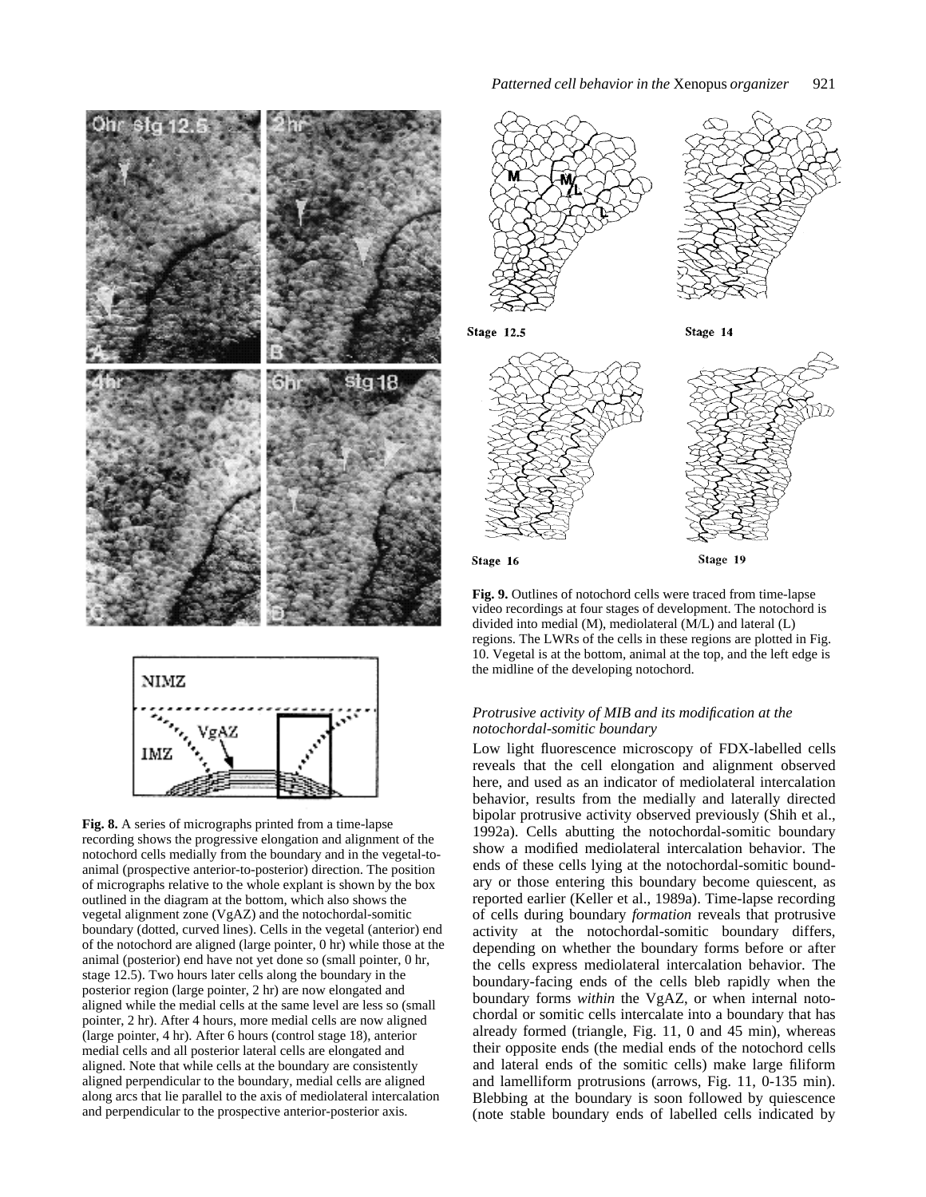**Fig. 8.** A series of micrographs printed from a time-lapse recording shows the progressive elongation and alignment of the notochord cells medially from the boundary and in the vegetal-to-animal (prospective anterior-to-posterior) direction. The position of micrographs relative to the whole explant is shown by the box outlined in the diagram at the bottom, which also shows the vegetal alignment zone (VgAZ) and the notochordal-somitic boundary (dotted, curved lines). Cells in the vegetal (anterior) end of the notochord are aligned (large pointer, 0 hr) while those at the animal (posterior) end have not yet done so (small pointer, 0 hr, stage 12.5). Two hours later cells along the boundary in the posterior region (large pointer, 2 hr) are now elongated and aligned while the medial cells at the same level are less so (small pointer, 2 hr). After 4 hours, more medial cells are now aligned (large pointer, 4 hr). After 6 hours (control stage 18), anterior medial cells and all posterior lateral cells are elongated and aligned. Note that while cells at the boundary are consistently aligned perpendicular to the boundary, medial cells are aligned along arcs that lie parallel to the axis of mediolateral intercalation and perpendicular to the prospective anterior-posterior axis.

**Fig. 9.** Outlines of notochord cells were traced from time-lapse video recordings at four stages of development. The notochord is divided into medial (M), mediolateral (M/L) and lateral (L) regions. The LWRs of the cells in these regions are plotted in Fig. 10. Vegetal is at the bottom, animal at the top, and the left edge is the midline of the developing notochord.

### *Protrusive activity of MIB and its modification at the notochordal-somitic boundary*

Low light fluorescence microscopy of FDX-labelled cells reveals that the cell elongation and alignment observed here, and used as an indicator of mediolateral intercalation behavior, results from the medially and laterally directed bipolar protrusive activity observed previously (Shih et al., 1992a). Cells abutting the notochordal-somitic boundary show a modified mediolateral intercalation behavior. The ends of these cells lying at the notochordal-somitic boundary or those entering this boundary become quiescent, as reported earlier (Keller et al., 1989a). Time-lapse recording of cells during boundary *formation* reveals that protrusive activity at the notochordal-somitic boundary differs, depending on whether the boundary forms before or after the cells express mediolateral intercalation behavior. The boundary-facing ends of the cells bleb rapidly when the boundary forms *within* the VgAZ, or when internal notochordal or somitic cells intercalate into a boundary that has already formed (triangle, Fig. 11, 0 and 45 min), whereas their opposite ends (the medial ends of the notochord cells and lateral ends of the somitic cells) make large filiform and lamelliform protrusions (arrows, Fig. 11, 0-135 min). Blebbing at the boundary is soon followed by quiescence (note stable boundary ends of labelled cells indicated by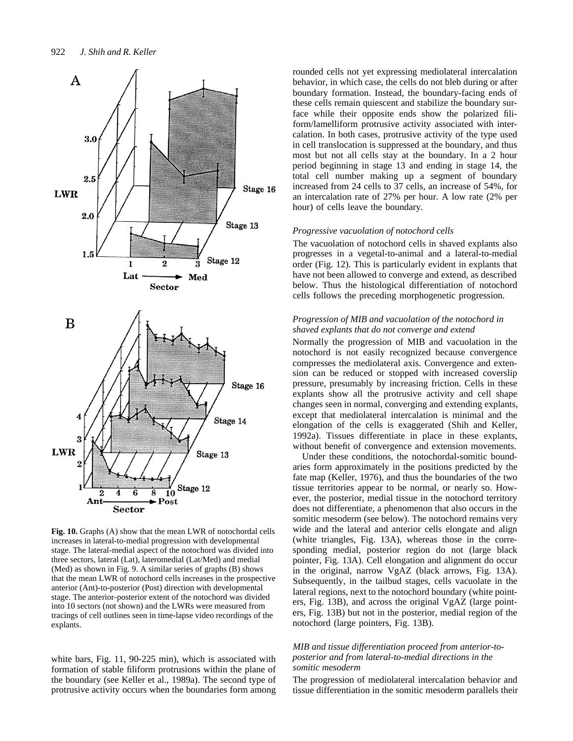**Fig. 10.** Graphs (A) show that the mean LWR of notochordal cells increases in lateral-to-medial progression with developmental stage. The lateral-medial aspect of the notochord was divided into three sectors, lateral (Lat), lateromedial (Lat/Med) and medial (Med) as shown in Fig. 9. A similar series of graphs (B) shows that the mean LWR of notochord cells increases in the prospective anterior (Ant)-to-posterior (Post) direction with developmental stage. The anterior-posterior extent of the notochord was divided into 10 sectors (not shown) and the LWRs were measured from tracings of cell outlines seen in time-lapse video recordings of the explants.

white bars, Fig. 11, 90-225 min), which is associated with formation of stable filiform protrusions within the plane of the boundary (see Keller et al., 1989a). The second type of protrusive activity occurs when the boundaries form among rounded cells not yet expressing mediolateral intercalation behavior, in which case, the cells do not bleb during or after boundary formation. Instead, the boundary-facing ends of these cells remain quiescent and stabilize the boundary surface while their opposite ends show the polarized filiform/lamelliform protrusive activity associated with intercalation. In both cases, protrusive activity of the type used in cell translocation is suppressed at the boundary, and thus most but not all cells stay at the boundary. In a 2 hour period beginning in stage 13 and ending in stage 14, the total cell number making up a segment of boundary increased from 24 cells to 37 cells, an increase of 54%, for an intercalation rate of 27% per hour. A low rate (2% per hour) of cells leave the boundary.

### *Progressive vacuolation of notochord cells*

The vacuolation of notochord cells in shaved explants also progresses in a vegetal-to-animal and a lateral-to-medial order (Fig. 12). This is particularly evident in explants that have not been allowed to converge and extend, as described below. Thus the histological differentiation of notochord cells follows the preceding morphogenetic progression.

### *Progression of MIB and vacuolation of the notochord in shaved explants that do not converge and extend*

Normally the progression of MIB and vacuolation in the notochord is not easily recognized because convergence compresses the mediolateral axis. Convergence and extension can be reduced or stopped with increased coverslip pressure, presumably by increasing friction. Cells in these explants show all the protrusive activity and cell shape changes seen in normal, converging and extending explants, except that mediolateral intercalation is minimal and the elongation of the cells is exaggerated (Shih and Keller, 1992a). Tissues differentiate in place in these explants, without benefit of convergence and extension movements.

Under these conditions, the notochordal-somitic boundaries form approximately in the positions predicted by the fate map (Keller, 1976), and thus the boundaries of the two tissue territories appear to be normal, or nearly so. However, the posterior, medial tissue in the notochord territory does not differentiate, a phenomenon that also occurs in the somitic mesoderm (see below). The notochord remains very wide and the lateral and anterior cells elongate and align (white triangles, Fig. 13A), whereas those in the corresponding medial, posterior region do not (large black pointer, Fig. 13A). Cell elongation and alignment do occur in the original, narrow VgAZ (black arrows, Fig. 13A). Subsequently, in the tailbud stages, cells vacuolate in the lateral regions, next to the notochord boundary (white pointers, Fig. 13B), and across the original VgAZ (large pointers, Fig. 13B) but not in the posterior, medial region of the notochord (large pointers, Fig. 13B).

### *MIB and tissue differentiation proceed from anterior-to-posterior and from lateral-to-medial directions in the somitic mesoderm*

The progression of mediolateral intercalation behavior and tissue differentiation in the somitic mesoderm parallels their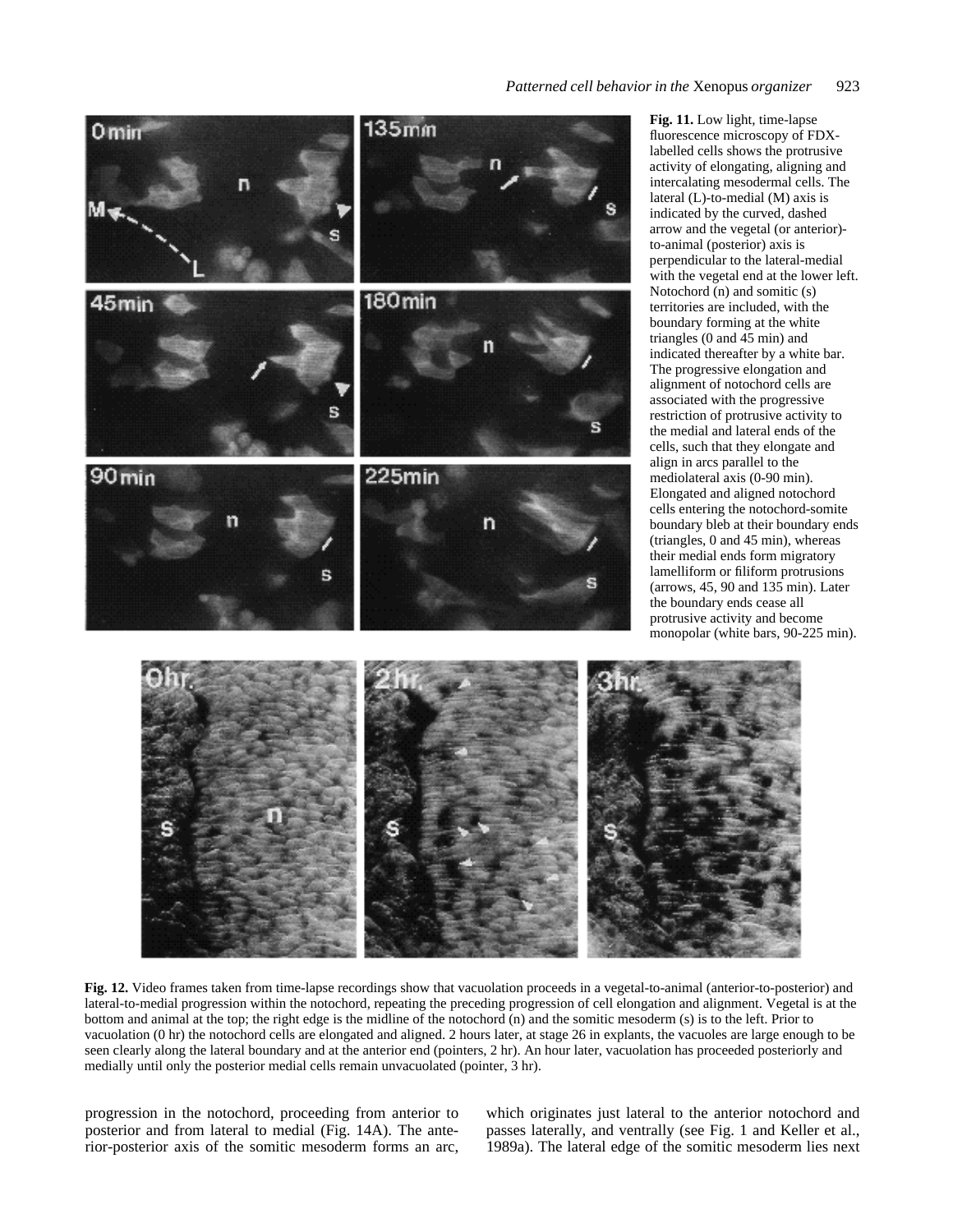**Fig. 11.** Low light, time-lapse fluorescence microscopy of FDX-labelled cells shows the protrusive activity of elongating, aligning and intercalating mesodermal cells. The lateral (L)-to-medial (M) axis is indicated by the curved, dashed arrow and the vegetal (or anterior)-to-animal (posterior) axis is perpendicular to the lateral-medial with the vegetal end at the lower left. Notochord (n) and somitic (s) territories are included, with the boundary forming at the white triangles (0 and 45 min) and indicated thereafter by a white bar. The progressive elongation and alignment of notochord cells are associated with the progressive restriction of protrusive activity to the medial and lateral ends of the cells, such that they elongate and align in arcs parallel to the mediolateral axis (0-90 min). Elongated and aligned notochord cells entering the notochord-somite boundary bleb at their boundary ends (triangles, 0 and 45 min), whereas their medial ends form migratory lamelliform or filiform protrusions (arrows, 45, 90 and 135 min). Later the boundary ends cease all protrusive activity and become monopolar (white bars, 90-225 min).

**Fig. 12.** Video frames taken from time-lapse recordings show that vacuolation proceeds in a vegetal-to-animal (anterior-to-posterior) and lateral-to-medial progression within the notochord, repeating the preceding progression of cell elongation and alignment. Vegetal is at the bottom and animal at the top; the right edge is the midline of the notochord (n) and the somitic mesoderm (s) is to the left. Prior to vacuolation (0 hr) the notochord cells are elongated and aligned. 2 hours later, at stage 26 in explants, the vacuoles are large enough to be seen clearly along the lateral boundary and at the anterior end (pointers, 2 hr). An hour later, vacuolation has proceeded posteriorly and medially until only the posterior medial cells remain unvacuolated (pointer, 3 hr).

progression in the notochord, proceeding from anterior to posterior and from lateral to medial (Fig. 14A). The anterior-posterior axis of the somitic mesoderm forms an arc, which originates just lateral to the anterior notochord and passes laterally, and ventrally (see Fig. 1 and Keller et al., 1989a). The lateral edge of the somitic mesoderm lies next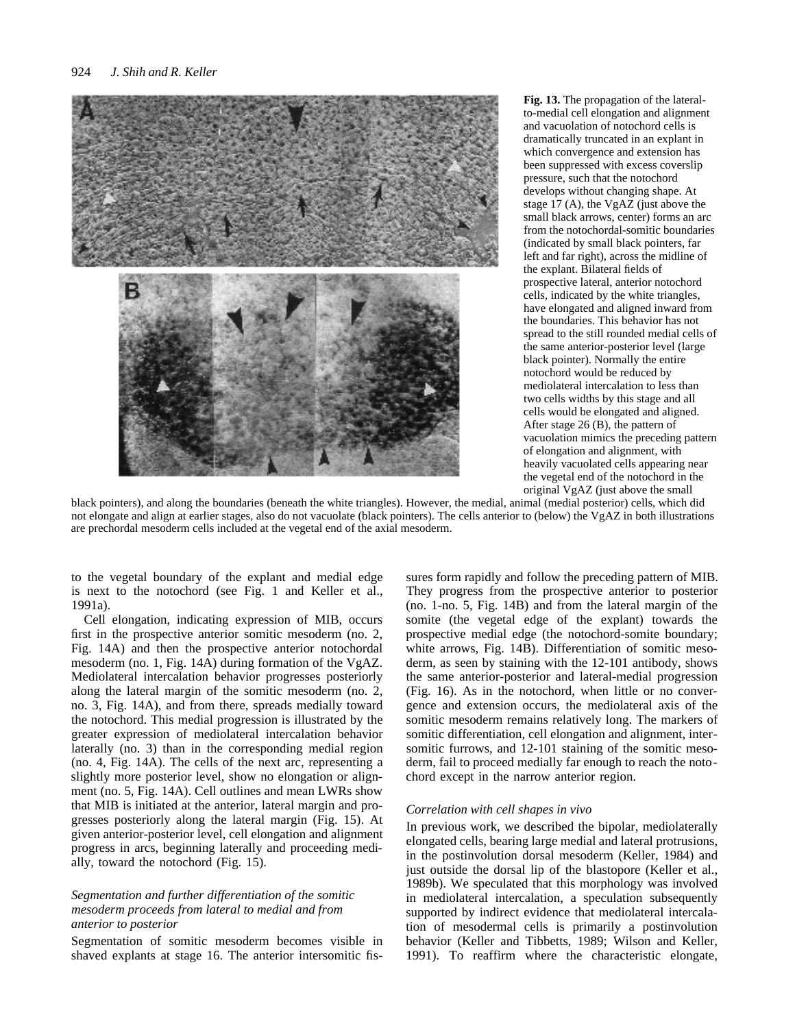**Fig. 13.** The propagation of the lateral-to-medial cell elongation and alignment and vacuolation of notochord cells is dramatically truncated in an explant in which convergence and extension has been suppressed with excess coverslip pressure, such that the notochord develops without changing shape. At stage 17 (A), the VgAZ (just above the small black arrows, center) forms an arc from the notochordal-somitic boundaries (indicated by small black pointers, far left and far right), across the midline of the explant. Bilateral fields of prospective lateral, anterior notochord cells, indicated by the white triangles, have elongated and aligned inward from the boundaries. This behavior has not spread to the still rounded medial cells of the same anterior-posterior level (large black pointer). Normally the entire notochord would be reduced by mediolateral intercalation to less than two cells widths by this stage and all cells would be elongated and aligned. After stage 26 (B), the pattern of vacuolation mimics the preceding pattern of elongation and alignment, with heavily vacuolated cells appearing near the vegetal end of the notochord in the original VgAZ (just above the small black pointers), and along the boundaries (beneath the white triangles). However, the medial, animal (medial posterior) cells, which did not elongate and align at earlier stages, also do not vacuolate (black pointers). The cells anterior to (below) the VgAZ in both illustrations are prechordal mesoderm cells included at the vegetal end of the axial mesoderm.

to the vegetal boundary of the explant and medial edge is next to the notochord (see Fig. 1 and Keller et al., 1991a).

Cell elongation, indicating expression of MIB, occurs first in the prospective anterior somitic mesoderm (no. 2, Fig. 14A) and then the prospective anterior notochordal mesoderm (no. 1, Fig. 14A) during formation of the VgAZ. Mediolateral intercalation behavior progresses posteriorly along the lateral margin of the somitic mesoderm (no. 2, no. 3, Fig. 14A), and from there, spreads medially toward the notochord. This medial progression is illustrated by the greater expression of mediolateral intercalation behavior laterally (no. 3) than in the corresponding medial region (no. 4, Fig. 14A). The cells of the next arc, representing a slightly more posterior level, show no elongation or alignment (no. 5, Fig. 14A). Cell outlines and mean LWRs show that MIB is initiated at the anterior, lateral margin and progresses posteriorly along the lateral margin (Fig. 15). At given anterior-posterior level, cell elongation and alignment progress in arcs, beginning laterally and proceeding medially, toward the notochord (Fig. 15).

### *Segmentation and further differentiation of the somitic mesoderm proceeds from lateral to medial and from anterior to posterior*

Segmentation of somitic mesoderm becomes visible in shaved explants at stage 16. The anterior intersomitic fissures form rapidly and follow the preceding pattern of MIB. They progress from the prospective anterior to posterior (no. 1-no. 5, Fig. 14B) and from the lateral margin of the somite (the vegetal edge of the explant) towards the prospective medial edge (the notochord-somite boundary; white arrows, Fig. 14B). Differentiation of somitic mesoderm, as seen by staining with the 12-101 antibody, shows the same anterior-posterior and lateral-medial progression (Fig. 16). As in the notochord, when little or no convergence and extension occurs, the mediolateral axis of the somitic mesoderm remains relatively long. The markers of somitic differentiation, cell elongation and alignment, intersomitic furrows, and 12-101 staining of the somitic mesoderm, fail to proceed medially far enough to reach the notochord except in the narrow anterior region.

### *Correlation with cell shapes in vivo*

In previous work, we described the bipolar, mediolaterally elongated cells, bearing large medial and lateral protrusions, in the postinvolution dorsal mesoderm (Keller, 1984) and just outside the dorsal lip of the blastopore (Keller et al., 1989b). We speculated that this morphology was involved in mediolateral intercalation, a speculation subsequently supported by indirect evidence that mediolateral intercalation of mesodermal cells is primarily a postinvolution behavior (Keller and Tibbetts, 1989; Wilson and Keller, 1991). To reaffirm where the characteristic elongate,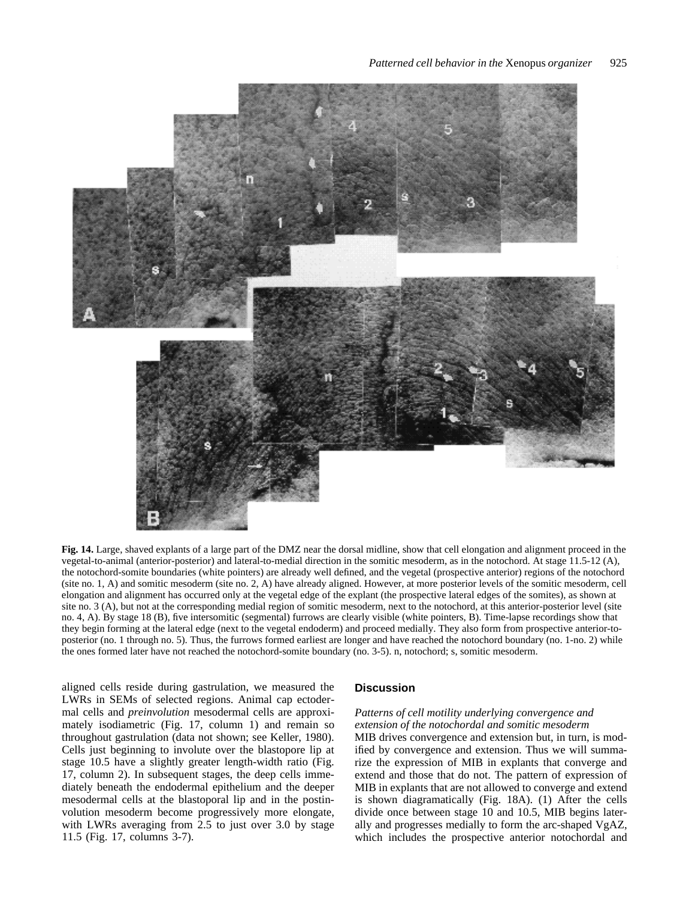**Fig. 14.** Large, shaved explants of a large part of the DMZ near the dorsal midline, show that cell elongation and alignment proceed in the vegetal-to-animal (anterior-posterior) and lateral-to-medial direction in the somitic mesoderm, as in the notochord. At stage 11.5-12 (A), the notochord-somite boundaries (white pointers) are already well defined, and the vegetal (prospective anterior) regions of the notochord (site no. 1, A) and somitic mesoderm (site no. 2, A) have already aligned. However, at more posterior levels of the somitic mesoderm, cell elongation and alignment has occurred only at the vegetal edge of the explant (the prospective lateral edges of the somites), as shown at site no. 3 (A), but not at the corresponding medial region of somitic mesoderm, next to the notochord, at this anterior-posterior level (site no. 4, A). By stage 18 (B), five intersomitic (segmental) furrows are clearly visible (white pointers, B). Time-lapse recordings show that they begin forming at the lateral edge (next to the vegetal endoderm) and proceed medially. They also form from prospective anterior-to-posterior (no. 1 through no. 5). Thus, the furrows formed earliest are longer and have reached the notochord boundary (no. 1-no. 2) while the ones formed later have not reached the notochord-somite boundary (no. 3-5). n, notochord; s, somitic mesoderm.

aligned cells reside during gastrulation, we measured the LWRs in SEMs of selected regions. Animal cap ectodermal cells and *preinvolution* mesodermal cells are approximately isodiametric (Fig. 17, column 1) and remain so throughout gastrulation (data not shown; see Keller, 1980). Cells just beginning to involute over the blastopore lip at stage 10.5 have a slightly greater length-width ratio (Fig. 17, column 2). In subsequent stages, the deep cells immediately beneath the endodermal epithelium and the deeper mesodermal cells at the blastoporal lip and in the postinvolution mesoderm become progressively more elongate, with LWRs averaging from 2.5 to just over 3.0 by stage 11.5 (Fig. 17, columns 3-7).

## Discussion

### *Patterns of cell motility underlying convergence and extension of the notochordal and somitic mesoderm*

MIB drives convergence and extension but, in turn, is modified by convergence and extension. Thus we will summarize the expression of MIB in explants that converge and extend and those that do not. The pattern of expression of MIB in explants that are not allowed to converge and extend is shown diagramatically (Fig. 18A). (1) After the cells divide once between stage 10 and 10.5, MIB begins laterally and progresses medially to form the arc-shaped VgAZ, which includes the prospective anterior notochordal and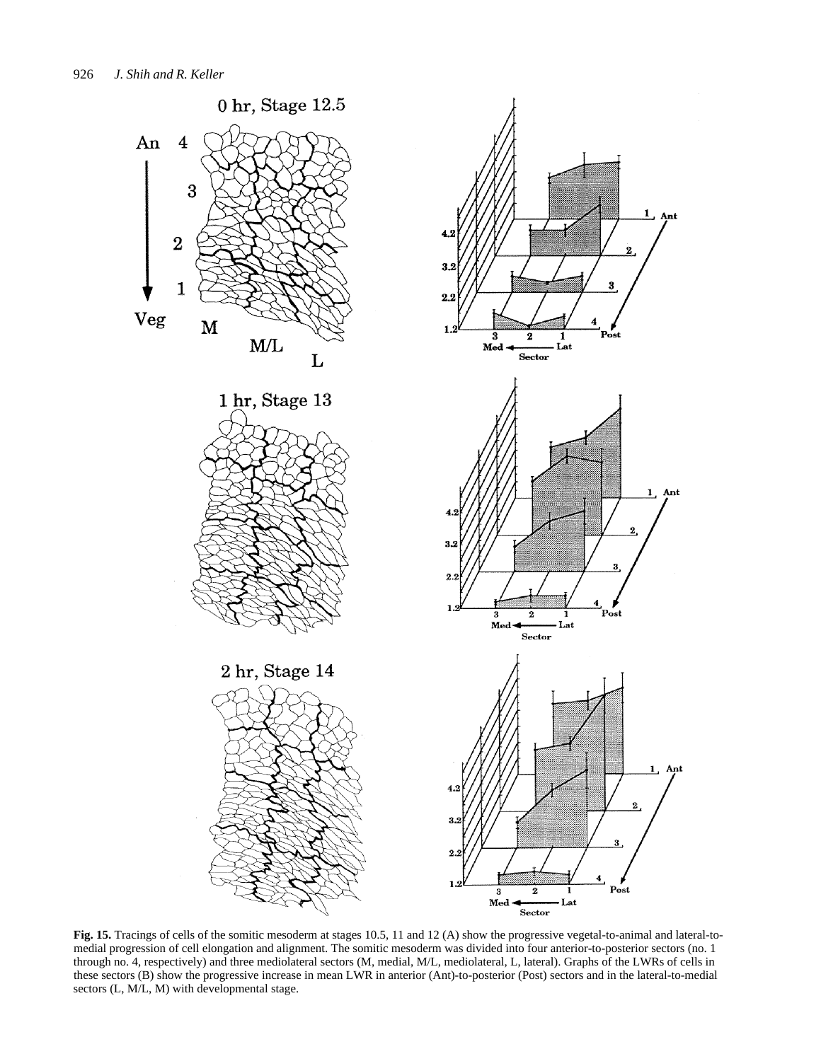**Fig. 15.** Tracings of cells of the somitic mesoderm at stages 10.5, 11 and 12 (A) show the progressive vegetal-to-animal and lateral-to-medial progression of cell elongation and alignment. The somitic mesoderm was divided into four anterior-to-posterior sectors (no. 1 through no. 4, respectively) and three mediolateral sectors (M, medial, M/L, mediolateral, L, lateral). Graphs of the LWRs of cells in these sectors (B) show the progressive increase in mean LWR in anterior (Ant)-to-posterior (Post) sectors and in the lateral-to-medial sectors (L, M/L, M) with developmental stage.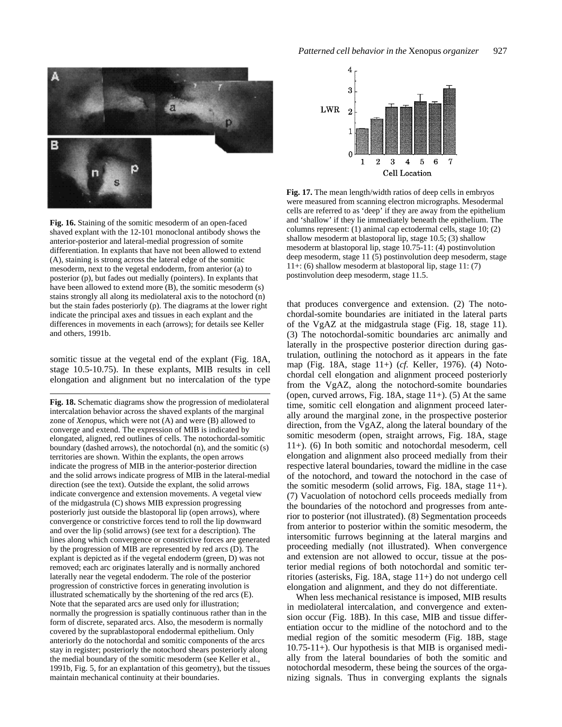**Fig. 16.** Staining of the somitic mesoderm of an open-faced shaved explant with the 12-101 monoclonal antibody shows the anterior-posterior and lateral-medial progression of somite differentiation. In explants that have not been allowed to extend (A), staining is strong across the lateral edge of the somitic mesoderm, next to the vegetal endoderm, from anterior (a) to posterior (p), but fades out medially (pointers). In explants that have been allowed to extend more (B), the somitic mesoderm (s) stains strongly all along its mediolateral axis to the notochord (n) but the stain fades posteriorly (p). The diagrams at the lower right indicate the principal axes and tissues in each explant and the differences in movements in each (arrows); for details see Keller and others, 1991b.

**Fig. 17.** The mean length/width ratios of deep cells in embryos were measured from scanning electron micrographs. Mesodermal cells are referred to as 'deep' if they are away from the epithelium and 'shallow' if they lie immediately beneath the epithelium. The columns represent: (1) animal cap ectodermal cells, stage 10; (2) shallow mesoderm at blastoporal lip, stage 10.5; (3) shallow mesoderm at blastoporal lip, stage 10.75-11: (4) postinvolution deep mesoderm, stage 11 (5) postinvolution deep mesoderm, stage 11+: (6) shallow mesoderm at blastoporal lip, stage 11: (7) postinvolution deep mesoderm, stage 11.5.

somitic tissue at the vegetal end of the explant (Fig. 18A, stage 10.5-10.75). In these explants, MIB results in cell elongation and alignment but no intercalation of the type that produces convergence and extension. (2) The notochordal-somite boundaries are initiated in the lateral parts of the VgAZ at the midgastrula stage (Fig. 18, stage 11). (3) The notochordal-somitic boundaries arc animally and laterally in the prospective posterior direction during gastrulation, outlining the notochord as it appears in the fate map (Fig. 18A, stage 11+) (*cf.* Keller, 1976). (4) Notochordal cell elongation and alignment proceed posteriorly from the VgAZ, along the notochord-somite boundaries (open, curved arrows, Fig. 18A, stage 11+). (5) At the same time, somitic cell elongation and alignment proceed laterally around the marginal zone, in the prospective posterior direction, from the VgAZ, along the lateral boundary of the somitic mesoderm (open, straight arrows, Fig. 18A, stage 11+). (6) In both somitic and notochordal mesoderm, cell elongation and alignment also proceed medially from their respective lateral boundaries, toward the midline in the case of the notochord, and toward the notochord in the case of the somitic mesoderm (solid arrows, Fig. 18A, stage 11+). (7) Vacuolation of notochord cells proceeds medially from the boundaries of the notochord and progresses from anterior to posterior (not illustrated). (8) Segmentation proceeds from anterior to posterior within the somitic mesoderm, the intersomitic furrows beginning at the lateral margins and proceeding medially (not illustrated). When convergence and extension are not allowed to occur, tissue at the posterior medial regions of both notochordal and somitic territories (asterisks, Fig. 18A, stage 11+) do not undergo cell elongation and alignment, and they do not differentiate.

When less mechanical resistance is imposed, MIB results in mediolateral intercalation, and convergence and extension occur (Fig. 18B). In this case, MIB and tissue differentiation occur to the midline of the notochord and to the medial region of the somitic mesoderm (Fig. 18B, stage 10.75-11+). Our hypothesis is that MIB is organised medially from the lateral boundaries of both the somitic and notochordal mesoderm, these being the sources of the organizing signals. Thus in converging explants the signals

**Fig. 18.** Schematic diagrams show the progression of mediolateral intercalation behavior across the shaved explants of the marginal zone of *Xenopus*, which were not (A) and were (B) allowed to converge and extend. The expression of MIB is indicated by elongated, aligned, red outlines of cells. The notochordal-somitic boundary (dashed arrows), the notochordal (n), and the somitic (s) territories are shown. Within the explants, the open arrows indicate the progress of MIB in the anterior-posterior direction and the solid arrows indicate progress of MIB in the lateral-medial direction (see the text). Outside the explant, the solid arrows indicate convergence and extension movements. A vegetal view of the midgastrula (C) shows MIB expression progressing posteriorly just outside the blastoporal lip (open arrows), where convergence or constrictive forces tend to roll the lip downward and over the lip (solid arrows) (see text for a description). The lines along which convergence or constrictive forces are generated by the progression of MIB are represented by red arcs (D). The explant is depicted as if the vegetal endoderm (green, D) was not removed; each arc originates laterally and is normally anchored laterally near the vegetal endoderm. The role of the posterior progression of constrictive forces in generating involution is illustrated schematically by the shortening of the red arcs (E). Note that the separated arcs are used only for illustration; normally the progression is spatially continuous rather than in the form of discrete, separated arcs. Also, the mesoderm is normally covered by the suprablastoporal endodermal epithelium. Only anteriorly do the notochordal and somitic components of the arcs stay in register; posteriorly the notochord shears posteriorly along the medial boundary of the somitic mesoderm (see Keller et al., 1991b, Fig. 5, for an explantation of this geometry), but the tissues maintain mechanical continuity at their boundaries.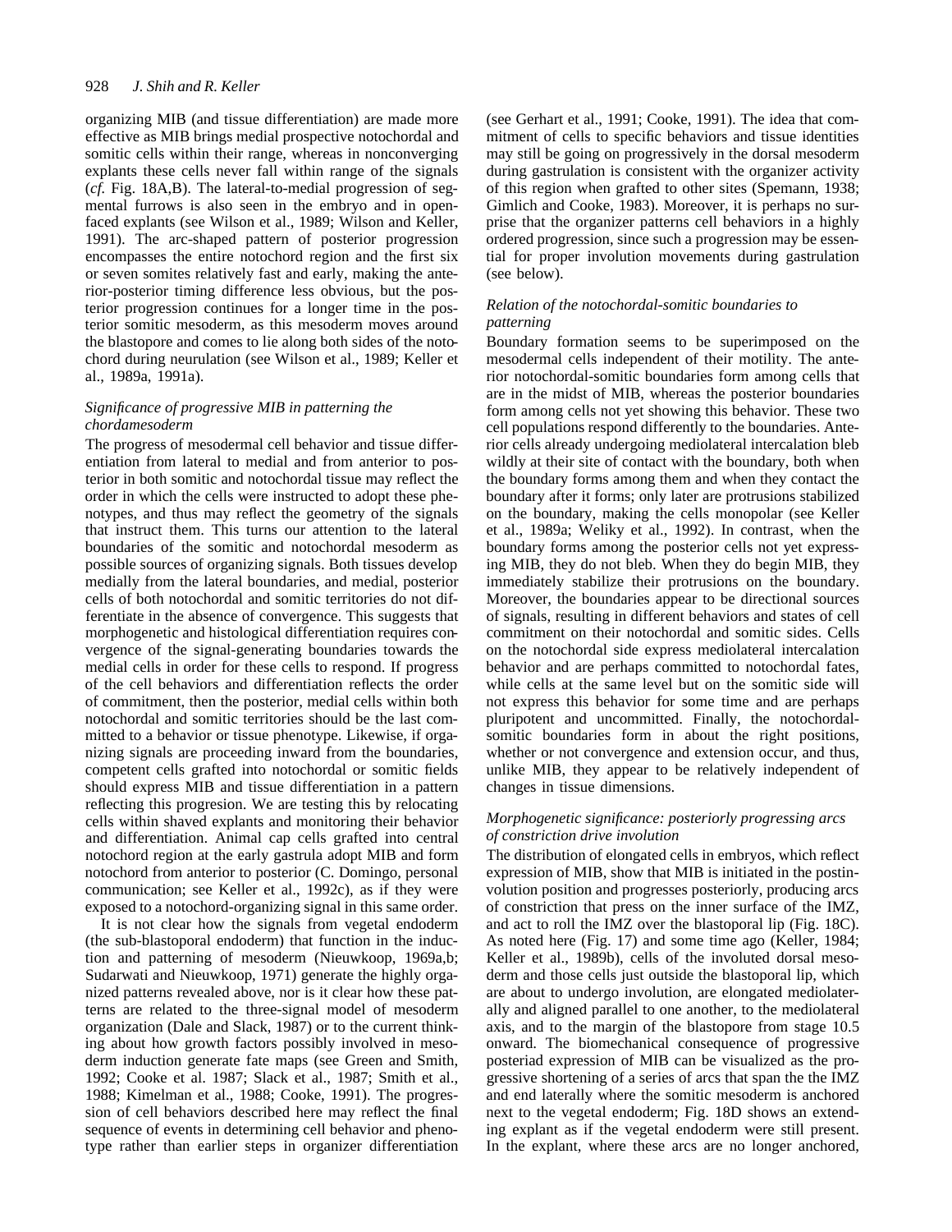organizing MIB (and tissue differentiation) are made more effective as MIB brings medial prospective notochordal and somitic cells within their range, whereas in nonconverging explants these cells never fall within range of the signals (*cf.* Fig. 18A,B). The lateral-to-medial progression of segmental furrows is also seen in the embryo and in open-faced explants (see Wilson et al., 1989; Wilson and Keller, 1991). The arc-shaped pattern of posterior progression encompasses the entire notochord region and the first six or seven somites relatively fast and early, making the anterior-posterior timing difference less obvious, but the posterior progression continues for a longer time in the posterior somitic mesoderm, as this mesoderm moves around the blastopore and comes to lie along both sides of the notochord during neurulation (see Wilson et al., 1989; Keller et al., 1989a, 1991a).

### *Significance of progressive MIB in patterning the chordamesoderm*

The progress of mesodermal cell behavior and tissue differentiation from lateral to medial and from anterior to posterior in both somitic and notochordal tissue may reflect the order in which the cells were instructed to adopt these phenotypes, and thus may reflect the geometry of the signals that instruct them. This turns our attention to the lateral boundaries of the somitic and notochordal mesoderm as possible sources of organizing signals. Both tissues develop medially from the lateral boundaries, and medial, posterior cells of both notochordal and somitic territories do not differentiate in the absence of convergence. This suggests that morphogenetic and histological differentiation requires convergence of the signal-generating boundaries towards the medial cells in order for these cells to respond. If progress of the cell behaviors and differentiation reflects the order of commitment, then the posterior, medial cells within both notochordal and somitic territories should be the last committed to a behavior or tissue phenotype. Likewise, if organizing signals are proceeding inward from the boundaries, competent cells grafted into notochordal or somitic fields should express MIB and tissue differentiation in a pattern reflecting this progresion. We are testing this by relocating cells within shaved explants and monitoring their behavior and differentiation. Animal cap cells grafted into central notochord region at the early gastrula adopt MIB and form notochord from anterior to posterior (C. Domingo, personal communication; see Keller et al., 1992c), as if they were exposed to a notochord-organizing signal in this same order.

It is not clear how the signals from vegetal endoderm (the sub-blastoporal endoderm) that function in the induction and patterning of mesoderm (Nieuwkoop, 1969a,b; Sudarwati and Nieuwkoop, 1971) generate the highly organized patterns revealed above, nor is it clear how these patterns are related to the three-signal model of mesoderm organization (Dale and Slack, 1987) or to the current thinking about how growth factors possibly involved in mesoderm induction generate fate maps (see Green and Smith, 1992; Cooke et al. 1987; Slack et al., 1987; Smith et al., 1988; Kimelman et al., 1988; Cooke, 1991). The progression of cell behaviors described here may reflect the final sequence of events in determining cell behavior and phenotype rather than earlier steps in organizer differentiation (see Gerhart et al., 1991; Cooke, 1991). The idea that commitment of cells to specific behaviors and tissue identities may still be going on progressively in the dorsal mesoderm during gastrulation is consistent with the organizer activity of this region when grafted to other sites (Spemann, 1938; Gimlich and Cooke, 1983). Moreover, it is perhaps no surprise that the organizer patterns cell behaviors in a highly ordered progression, since such a progression may be essential for proper involution movements during gastrulation (see below).

### *Relation of the notochordal-somitic boundaries to patterning*

Boundary formation seems to be superimposed on the mesodermal cells independent of their motility. The anterior notochordal-somitic boundaries form among cells that are in the midst of MIB, whereas the posterior boundaries form among cells not yet showing this behavior. These two cell populations respond differently to the boundaries. Anterior cells already undergoing mediolateral intercalation bleb wildly at their site of contact with the boundary, both when the boundary forms among them and when they contact the boundary after it forms; only later are protrusions stabilized on the boundary, making the cells monopolar (see Keller et al., 1989a; Weliky et al., 1992). In contrast, when the boundary forms among the posterior cells not yet expressing MIB, they do not bleb. When they do begin MIB, they immediately stabilize their protrusions on the boundary. Moreover, the boundaries appear to be directional sources of signals, resulting in different behaviors and states of cell commitment on their notochordal and somitic sides. Cells on the notochordal side express mediolateral intercalation behavior and are perhaps committed to notochordal fates, while cells at the same level but on the somitic side will not express this behavior for some time and are perhaps pluripotent and uncommitted. Finally, the notochordal-somitic boundaries form in about the right positions, whether or not convergence and extension occur, and thus, unlike MIB, they appear to be relatively independent of changes in tissue dimensions.

### *Morphogenetic significance: posteriorly progressing arcs of constriction drive involution*

The distribution of elongated cells in embryos, which reflect expression of MIB, show that MIB is initiated in the postinvolution position and progresses posteriorly, producing arcs of constriction that press on the inner surface of the IMZ, and act to roll the IMZ over the blastoporal lip (Fig. 18C). As noted here (Fig. 17) and some time ago (Keller, 1984; Keller et al., 1989b), cells of the involuted dorsal mesoderm and those cells just outside the blastoporal lip, which are about to undergo involution, are elongated mediolaterally and aligned parallel to one another, to the mediolateral axis, and to the margin of the blastopore from stage 10.5 onward. The biomechanical consequence of progressive posteriad expression of MIB can be visualized as the progressive shortening of a series of arcs that span the the IMZ and end laterally where the somitic mesoderm is anchored next to the vegetal endoderm; Fig. 18D shows an extending explant as if the vegetal endoderm were still present. In the explant, where these arcs are no longer anchored,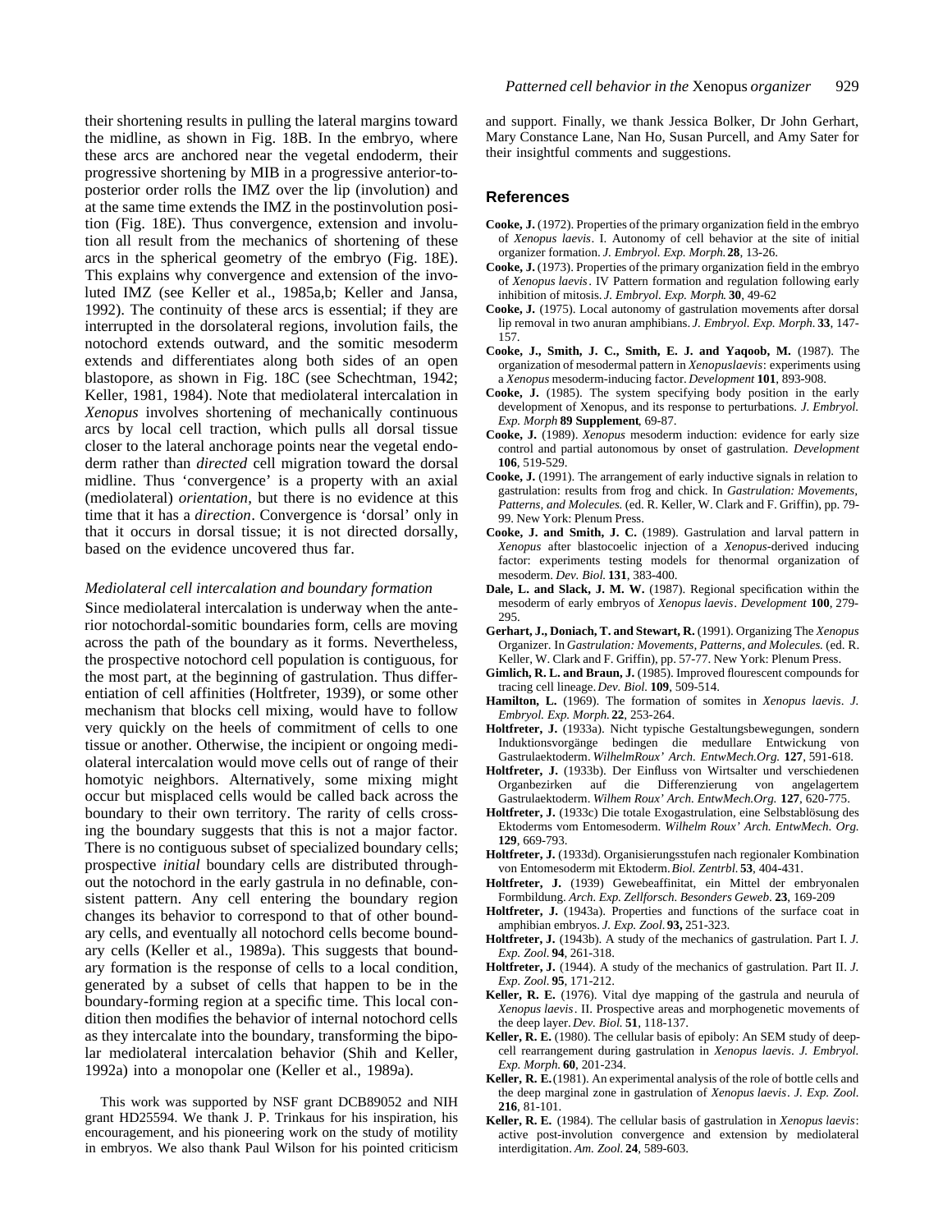their shortening results in pulling the lateral margins toward the midline, as shown in Fig. 18B. In the embryo, where these arcs are anchored near the vegetal endoderm, their progressive shortening by MIB in a progressive anterior-to-posterior order rolls the IMZ over the lip (involution) and at the same time extends the IMZ in the postinvolution position (Fig. 18E). Thus convergence, extension and involution all result from the mechanics of shortening of these arcs in the spherical geometry of the embryo (Fig. 18E). This explains why convergence and extension of the involuted IMZ (see Keller et al., 1985a,b; Keller and Jansa, 1992). The continuity of these arcs is essential; if they are interrupted in the dorsolateral regions, involution fails, the notochord extends outward, and the somitic mesoderm extends and differentiates along both sides of an open blastopore, as shown in Fig. 18C (see Schechtman, 1942; Keller, 1981, 1984). Note that mediolateral intercalation in *Xenopus* involves shortening of mechanically continuous arcs by local cell traction, which pulls all dorsal tissue closer to the lateral anchorage points near the vegetal endoderm rather than *directed* cell migration toward the dorsal midline. Thus 'convergence' is a property with an axial (mediolateral) *orientation*, but there is no evidence at this time that it has a *direction*. Convergence is 'dorsal' only in that it occurs in dorsal tissue; it is not directed dorsally, based on the evidence uncovered thus far.

### *Mediolateral cell intercalation and boundary formation*

Since mediolateral intercalation is underway when the anterior notochordal-somitic boundaries form, cells are moving across the path of the boundary as it forms. Nevertheless, the prospective notochord cell population is contiguous, for the most part, at the beginning of gastrulation. Thus differentiation of cell affinities (Holtfreter, 1939), or some other mechanism that blocks cell mixing, would have to follow very quickly on the heels of commitment of cells to one tissue or another. Otherwise, the incipient or ongoing mediolateral intercalation would move cells out of range of their homotyic neighbors. Alternatively, some mixing might occur but misplaced cells would be called back across the boundary to their own territory. The rarity of cells crossing the boundary suggests that this is not a major factor. There is no contiguous subset of specialized boundary cells; prospective *initial* boundary cells are distributed throughout the notochord in the early gastrula in no definable, consistent pattern. Any cell entering the boundary region changes its behavior to correspond to that of other boundary cells, and eventually all notochord cells become boundary cells (Keller et al., 1989a). This suggests that boundary formation is the response of cells to a local condition, generated by a subset of cells that happen to be in the boundary-forming region at a specific time. This local condition then modifies the behavior of internal notochord cells as they intercalate into the boundary, transforming the bipolar mediolateral intercalation behavior (Shih and Keller, 1992a) into a monopolar one (Keller et al., 1989a).

This work was supported by NSF grant DCB89052 and NIH grant HD25594. We thank J. P. Trinkaus for his inspiration, his encouragement, and his pioneering work on the study of motility in embryos. We also thank Paul Wilson for his pointed criticism and support. Finally, we thank Jessica Bolker, Dr John Gerhart, Mary Constance Lane, Nan Ho, Susan Purcell, and Amy Sater for their insightful comments and suggestions.

## References

**Cooke, J.** (1972). Properties of the primary organization field in the embryo of *Xenopus laevis*. I. Autonomy of cell behavior at the site of initial organizer formation. *J. Embryol. Exp. Morph.* **28**, 13-26.

**Cooke, J.** (1973). Properties of the primary organization field in the embryo of *Xenopus laevis*. IV Pattern formation and regulation following early inhibition of mitosis. *J. Embryol. Exp. Morph.* **30**, 49-62

**Cooke, J.** (1975). Local autonomy of gastrulation movements after dorsal lip removal in two anuran amphibians. *J. Embryol. Exp. Morph.* **33**, 147-157.

**Cooke, J., Smith, J. C., Smith, E. J. and Yaqoob, M.** (1987). The organization of mesodermal pattern in *Xenopuslaevis*: experiments using a *Xenopus* mesoderm-inducing factor. *Development* **101**, 893-908.

**Cooke, J.** (1985). The system specifying body position in the early development of Xenopus, and its response to perturbations. *J. Embryol. Exp. Morph* **89 Supplement**, 69-87.

**Cooke, J.** (1989). *Xenopus* mesoderm induction: evidence for early size control and partial autonomous by onset of gastrulation. *Development* **106**, 519-529.

**Cooke, J.** (1991). The arrangement of early inductive signals in relation to gastrulation: results from frog and chick. In *Gastrulation: Movements, Patterns, and Molecules.* (ed. R. Keller, W. Clark and F. Griffin), pp. 79-99. New York: Plenum Press.

**Cooke, J. and Smith, J. C.** (1989). Gastrulation and larval pattern in *Xenopus* after blastocoelic injection of a *Xenopus*-derived inducing factor: experiments testing models for thenormal organization of mesoderm. *Dev. Biol.* **131**, 383-400.

**Dale, L. and Slack, J. M. W.** (1987). Regional specification within the mesoderm of early embryos of *Xenopus laevis*. *Development* **100**, 279-295.

**Gerhart, J., Doniach, T. and Stewart, R.** (1991). Organizing The *Xenopus* Organizer. In *Gastrulation: Movements, Patterns, and Molecules.* (ed. R. Keller, W. Clark and F. Griffin), pp. 57-77. New York: Plenum Press.

**Gimlich, R. L. and Braun, J.** (1985). Improved flourescent compounds for tracing cell lineage. *Dev. Biol.* **109**, 509-514.

**Hamilton, L.** (1969). The formation of somites in *Xenopus laevis*. *J. Embryol. Exp. Morph.* **22**, 253-264.

**Holtfreter, J.** (1933a). Nicht typische Gestaltungsbewegungen, sondern Induktionsvorgänge bedingen die medullare Entwickung von Gastrulaektoderm. *WilhelmRoux' Arch. EntwMech.Org.* **127**, 591-618.

**Holtfreter, J.** (1933b). Der Einfluss von Wirtsalter und verschiedenen Organbezirken auf die Differenzierung von angelagertem Gastrulaektoderm. *Wilhem Roux' Arch. EntwMech.Org.* **127**, 620-775.

**Holtfreter, J.** (1933c) Die totale Exogastrulation, eine Selbstablösung des Ektoderms vom Entomesoderm. *Wilhelm Roux' Arch. EntwMech. Org.* **129**, 669-793.

**Holtfreter, J.** (1933d). Organisierungsstufen nach regionaler Kombination von Entomesoderm mit Ektoderm. *Biol. Zentrbl.* **53**, 404-431.

**Holtfreter, J.** (1939) Gewebeaffinitat, ein Mittel der embryonalen Formbildung. *Arch. Exp. Zellforsch. Besonders Geweb.* **23**, 169-209

**Holtfreter, J.** (1943a). Properties and functions of the surface coat in amphibian embryos. *J. Exp. Zool.* **93,** 251-323.

**Holtfreter, J.** (1943b). A study of the mechanics of gastrulation. Part I. *J. Exp. Zool.* **94**, 261-318.

**Holtfreter, J.** (1944). A study of the mechanics of gastrulation. Part II. *J. Exp. Zool.* **95**, 171-212.

**Keller, R. E.** (1976). Vital dye mapping of the gastrula and neurula of *Xenopus laevis*. II. Prospective areas and morphogenetic movements of the deep layer. *Dev. Biol.* **51**, 118-137.

**Keller, R. E.** (1980). The cellular basis of epiboly: An SEM study of deep-cell rearrangement during gastrulation in *Xenopus laevis*. *J. Embryol. Exp. Morph.* **60**, 201-234.

**Keller, R. E.** (1981). An experimental analysis of the role of bottle cells and the deep marginal zone in gastrulation of *Xenopus laevis*. *J. Exp. Zool.* **216**, 81-101.

**Keller, R. E.** (1984). The cellular basis of gastrulation in *Xenopus laevis*: active post-involution convergence and extension by mediolateral interdigitation. *Am. Zool.* **24**, 589-603.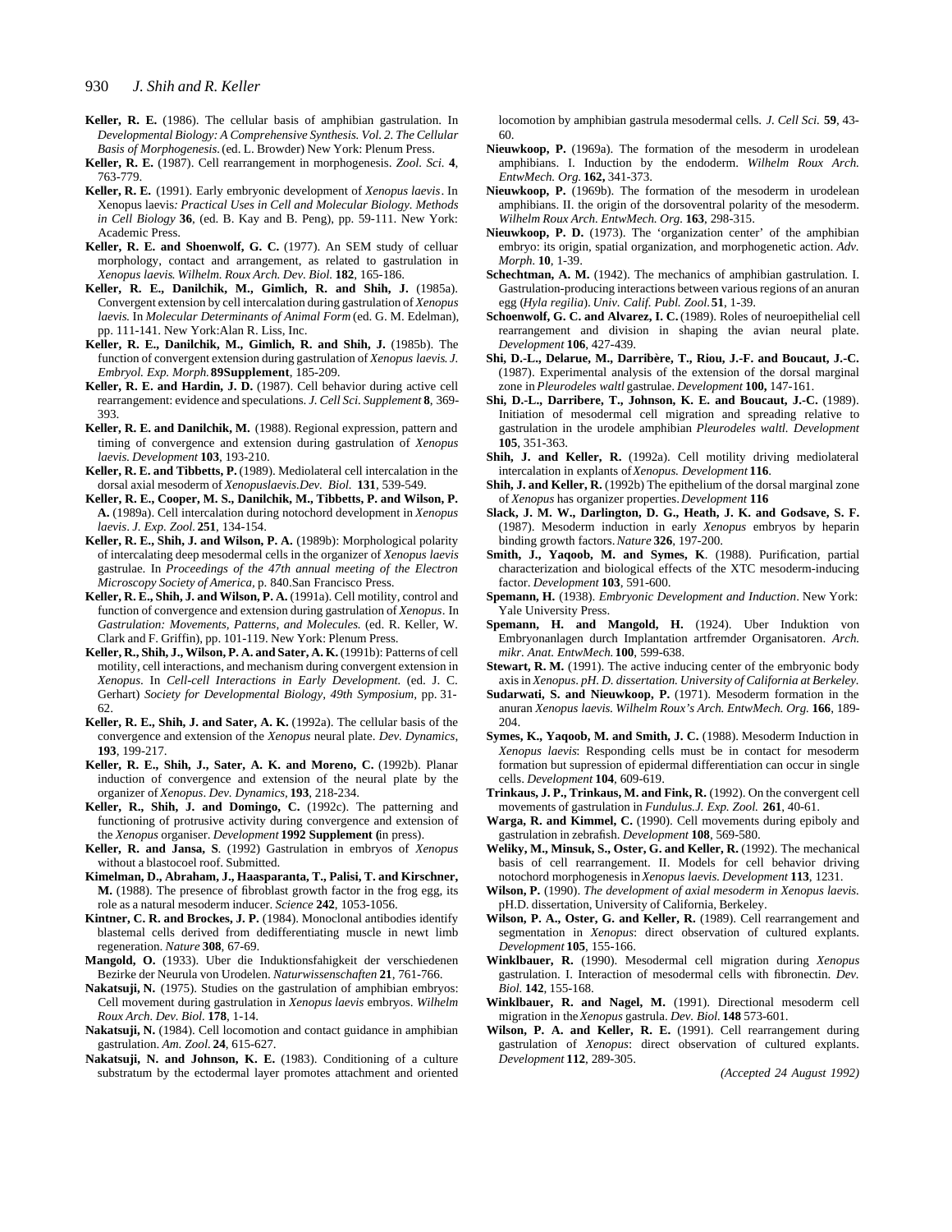**Keller, R. E.** (1986). The cellular basis of amphibian gastrulation. In *Developmental Biology: A Comprehensive Synthesis. Vol. 2. The Cellular Basis of Morphogenesis.* (ed. L. Browder) New York: Plenum Press.

**Keller, R. E.** (1987). Cell rearrangement in morphogenesis. *Zool. Sci.* **4**, 763-779.

**Keller, R. E.** (1991). Early embryonic development of *Xenopus laevis*. In Xenopus laevis*: Practical Uses in Cell and Molecular Biology. Methods in Cell Biology* **36**, (ed. B. Kay and B. Peng), pp. 59-111. New York: Academic Press.

**Keller, R. E. and Shoenwolf, G. C.** (1977). An SEM study of celluar morphology, contact and arrangement, as related to gastrulation in *Xenopus laevis. Wilhelm. Roux Arch. Dev. Biol.* **182**, 165-186.

**Keller, R. E., Danilchik, M., Gimlich, R. and Shih, J.** (1985a). Convergent extension by cell intercalation during gastrulation of *Xenopus laevis.* In *Molecular Determinants of Animal Form* (ed. G. M. Edelman), pp. 111-141. New York:Alan R. Liss, Inc.

**Keller, R. E., Danilchik, M., Gimlich, R. and Shih, J.** (1985b). The function of convergent extension during gastrulation of *Xenopus laevis. J. Embryol. Exp. Morph.* **89Supplement**, 185-209.

**Keller, R. E. and Hardin, J. D.** (1987). Cell behavior during active cell rearrangement: evidence and speculations. *J. Cell Sci. Supplement* **8**, 369-393.

**Keller, R. E. and Danilchik, M.** (1988). Regional expression, pattern and timing of convergence and extension during gastrulation of *Xenopus laevis. Development* **103**, 193-210.

**Keller, R. E. and Tibbetts, P.** (1989). Mediolateral cell intercalation in the dorsal axial mesoderm of *Xenopuslaevis.Dev. Biol.* **131**, 539-549.

**Keller, R. E., Cooper, M. S., Danilchik, M., Tibbetts, P. and Wilson, P. A.** (1989a). Cell intercalation during notochord development in *Xenopus laevis*. *J. Exp. Zool.* **251**, 134-154.

**Keller, R. E., Shih, J. and Wilson, P. A.** (1989b): Morphological polarity of intercalating deep mesodermal cells in the organizer of *Xenopus laevis* gastrulae. In *Proceedings of the 47th annual meeting of the Electron Microscopy Society of America*, p. 840.San Francisco Press.

**Keller, R. E., Shih, J. and Wilson, P. A.** (1991a). Cell motility, control and function of convergence and extension during gastrulation of *Xenopus*. In *Gastrulation: Movements, Patterns, and Molecules.* (ed. R. Keller, W. Clark and F. Griffin), pp. 101-119. New York: Plenum Press.

**Keller, R., Shih, J., Wilson, P. A. and Sater, A. K.** (1991b): Patterns of cell motility, cell interactions, and mechanism during convergent extension in *Xenopus*. In *Cell-cell Interactions in Early Development*. (ed. J. C. Gerhart) *Society for Developmental Biology, 49th Symposium*, pp. 31-62.

**Keller, R. E., Shih, J. and Sater, A. K.** (1992a). The cellular basis of the convergence and extension of the *Xenopus* neural plate. *Dev. Dynamics*, **193**, 199-217.

**Keller, R. E., Shih, J., Sater, A. K. and Moreno, C.** (1992b). Planar induction of convergence and extension of the neural plate by the organizer of *Xenopus*. *Dev. Dynamics*, **193**, 218-234.

**Keller, R., Shih, J. and Domingo, C.** (1992c). The patterning and functioning of protrusive activity during convergence and extension of the *Xenopus* organiser. *Development* **1992 Supplement (**in press).

**Keller, R. and Jansa, S**. (1992) Gastrulation in embryos of *Xenopus* without a blastocoel roof. Submitted.

**Kimelman, D., Abraham, J., Haasparanta, T., Palisi, T. and Kirschner, M.** (1988). The presence of fibroblast growth factor in the frog egg, its role as a natural mesoderm inducer. *Science* **242**, 1053-1056.

**Kintner, C. R. and Brockes, J. P.** (1984). Monoclonal antibodies identify blastemal cells derived from dedifferentiating muscle in newt limb regeneration. *Nature* **308**, 67-69.

**Mangold, O.** (1933). Uber die Induktionsfahigkeit der verschiedenen Bezirke der Neurula von Urodelen. *Naturwissenschaften* **21**, 761-766.

**Nakatsuji, N.** (1975). Studies on the gastrulation of amphibian embryos: Cell movement during gastrulation in *Xenopus laevis* embryos. *Wilhelm Roux Arch. Dev. Biol.* **178**, 1-14.

**Nakatsuji, N.** (1984). Cell locomotion and contact guidance in amphibian gastrulation. *Am. Zool.* **24**, 615-627.

**Nakatsuji, N. and Johnson, K. E.** (1983). Conditioning of a culture substratum by the ectodermal layer promotes attachment and oriented locomotion by amphibian gastrula mesodermal cells. *J. Cell Sci.* **59**, 43-60.

**Nieuwkoop, P.** (1969a). The formation of the mesoderm in urodelean amphibians. I. Induction by the endoderm. *Wilhelm Roux Arch. EntwMech. Org.* **162,** 341-373.

**Nieuwkoop, P.** (1969b). The formation of the mesoderm in urodelean amphibians. II. the origin of the dorsoventral polarity of the mesoderm. *Wilhelm Roux Arch. EntwMech. Org.* **163**, 298-315.

**Nieuwkoop, P. D.** (1973). The 'organization center' of the amphibian embryo: its origin, spatial organization, and morphogenetic action. *Adv. Morph.* **10**, 1-39.

**Schechtman, A. M.** (1942). The mechanics of amphibian gastrulation. I. Gastrulation-producing interactions between various regions of an anuran egg (*Hyla regilia*). *Univ. Calif. Publ. Zool.* **51**, 1-39.

**Schoenwolf, G. C. and Alvarez, I. C.** (1989). Roles of neuroepithelial cell rearrangement and division in shaping the avian neural plate. *Development* **106**, 427-439.

**Shi, D.-L., Delarue, M., Darribère, T., Riou, J.-F. and Boucaut, J.-C.** (1987). Experimental analysis of the extension of the dorsal marginal zone in *Pleurodeles waltl* gastrulae. *Development* **100,** 147-161.

**Shi, D.-L., Darribere, T., Johnson, K. E. and Boucaut, J.-C.** (1989). Initiation of mesodermal cell migration and spreading relative to gastrulation in the urodele amphibian *Pleurodeles waltl. Development* **105**, 351-363.

**Shih, J. and Keller, R.** (1992a). Cell motility driving mediolateral intercalation in explants of *Xenopus. Development* **116**.

**Shih, J. and Keller, R.** (1992b) The epithelium of the dorsal marginal zone of *Xenopus* has organizer properties. *Development* **116**

**Slack, J. M. W., Darlington, D. G., Heath, J. K. and Godsave, S. F.** (1987). Mesoderm induction in early *Xenopus* embryos by heparin binding growth factors. *Nature* **326**, 197-200.

**Smith, J., Yaqoob, M. and Symes, K**. (1988). Purification, partial characterization and biological effects of the XTC mesoderm-inducing factor. *Development* **103**, 591-600.

**Spemann, H.** (1938). *Embryonic Development and Induction*. New York: Yale University Press.

**Spemann, H. and Mangold, H.** (1924). Uber Induktion von Embryonanlagen durch Implantation artfremder Organisatoren. *Arch. mikr. Anat. EntwMech.* **100**, 599-638.

**Stewart, R. M.** (1991). The active inducing center of the embryonic body axis in *Xenopus*. *pH. D. dissertation. University of California at Berkeley*.

**Sudarwati, S. and Nieuwkoop, P.** (1971). Mesoderm formation in the anuran *Xenopus laevis. Wilhelm Roux's Arch. EntwMech. Org.* **166**, 189-204.

**Symes, K., Yaqoob, M. and Smith, J. C.** (1988). Mesoderm Induction in *Xenopus laevis*: Responding cells must be in contact for mesoderm formation but supression of epidermal differentiation can occur in single cells. *Development* **104**, 609-619.

**Trinkaus, J. P., Trinkaus, M. and Fink, R.** (1992). On the convergent cell movements of gastrulation in *Fundulus.J. Exp. Zool.* **261**, 40-61.

**Warga, R. and Kimmel, C.** (1990). Cell movements during epiboly and gastrulation in zebrafish. *Development* **108**, 569-580.

**Weliky, M., Minsuk, S., Oster, G. and Keller, R.** (1992). The mechanical basis of cell rearrangement. II. Models for cell behavior driving notochord morphogenesis in *Xenopus laevis. Development* **113**, 1231.

**Wilson, P.** (1990). *The development of axial mesoderm in Xenopus laevis.* pH.D. dissertation, University of California, Berkeley.

**Wilson, P. A., Oster, G. and Keller, R.** (1989). Cell rearrangement and segmentation in *Xenopus*: direct observation of cultured explants. *Development* **105**, 155-166.

**Winklbauer, R.** (1990). Mesodermal cell migration during *Xenopus* gastrulation. I. Interaction of mesodermal cells with fibronectin. *Dev. Biol.* **142**, 155-168.

**Winklbauer, R. and Nagel, M.** (1991). Directional mesoderm cell migration in the *Xenopus* gastrula. *Dev. Biol.* **148** 573-601.

**Wilson, P. A. and Keller, R. E.** (1991). Cell rearrangement during gastrulation of *Xenopus*: direct observation of cultured explants. *Development* **112**, 289-305.

*(Accepted 24 August 1992)*